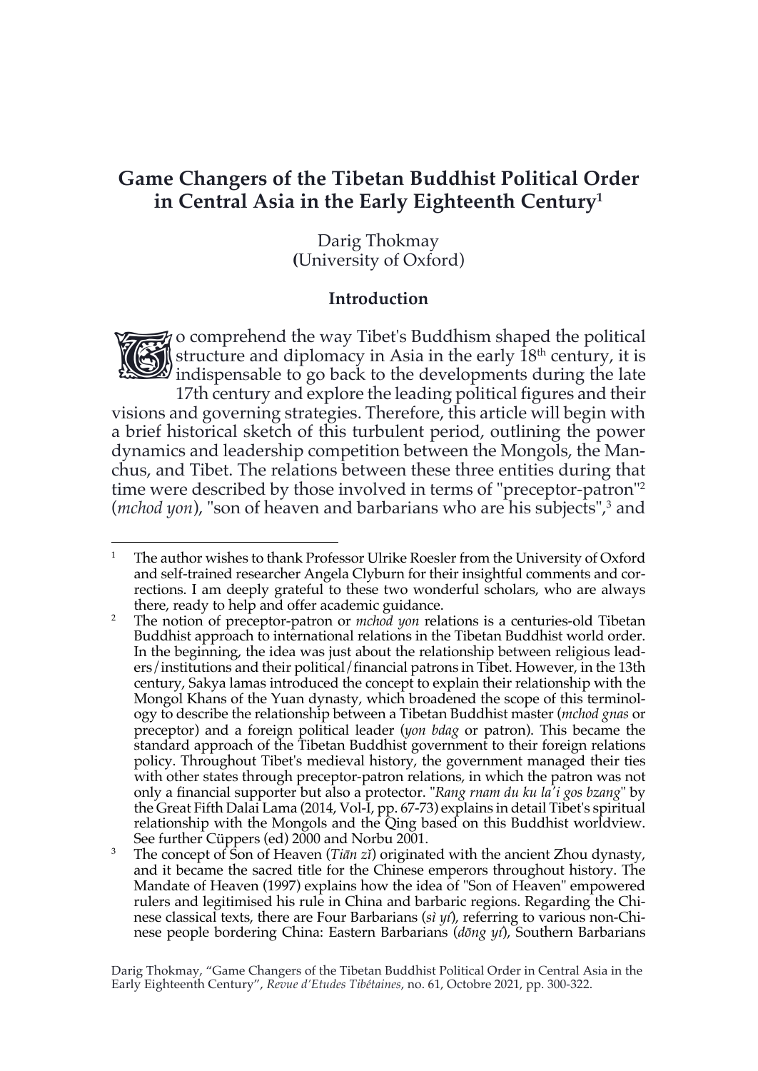# Game Changers of the Tibetan Buddhist Political Order in Central Asia in the Early Eighteenth Century[1]

Darig Thokmay
(University of Oxford)

## Introduction

To comprehend the way Tibet's Buddhism shaped the political structure and diplomacy in Asia in the early 18th century, it is indispensable to go back to the developments during the late 17th century and explore the leading political figures and their visions and governing strategies. Therefore, this article will begin with a brief historical sketch of this turbulent period, outlining the power dynamics and leadership competition between the Mongols, the Manchus, and Tibet. The relations between these three entities during that time were described by those involved in terms of "preceptor-patron"[2] (*mchod yon*), "son of heaven and barbarians who are his subjects",[3] and

---

[1] The author wishes to thank Professor Ulrike Roesler from the University of Oxford and self-trained researcher Angela Clyburn for their insightful comments and corrections. I am deeply grateful to these two wonderful scholars, who are always there, ready to help and offer academic guidance.

[2] The notion of preceptor-patron or *mchod yon* relations is a centuries-old Tibetan Buddhist approach to international relations in the Tibetan Buddhist world order. In the beginning, the idea was just about the relationship between religious leaders/institutions and their political/financial patrons in Tibet. However, in the 13th century, Sakya lamas introduced the concept to explain their relationship with the Mongol Khans of the Yuan dynasty, which broadened the scope of this terminology to describe the relationship between a Tibetan Buddhist master (*mchod gnas* or preceptor) and a foreign political leader (*yon bdag* or patron). This became the standard approach of the Tibetan Buddhist government to their foreign relations policy. Throughout Tibet's medieval history, the government managed their ties with other states through preceptor-patron relations, in which the patron was not only a financial supporter but also a protector. "*Rang rnam du ku la'i gos bzang*" by the Great Fifth Dalai Lama (2014, Vol-I, pp. 67-73) explains in detail Tibet's spiritual relationship with the Mongols and the Qing based on this Buddhist worldview. See further Cüppers (ed) 2000 and Norbu 2001.

[3] The concept of Son of Heaven (*Tiān zǐ*) originated with the ancient Zhou dynasty, and it became the sacred title for the Chinese emperors throughout history. The Mandate of Heaven (1997) explains how the idea of "Son of Heaven" empowered rulers and legitimised his rule in China and barbaric regions. Regarding the Chinese classical texts, there are Four Barbarians (*sì yí*), referring to various non-Chinese people bordering China: Eastern Barbarians (*dōng yí*), Southern Barbarians

Darig Thokmay, "Game Changers of the Tibetan Buddhist Political Order in Central Asia in the Early Eighteenth Century", *Revue d'Etudes Tibétaines*, no. 61, Octobre 2021, pp. 300-322.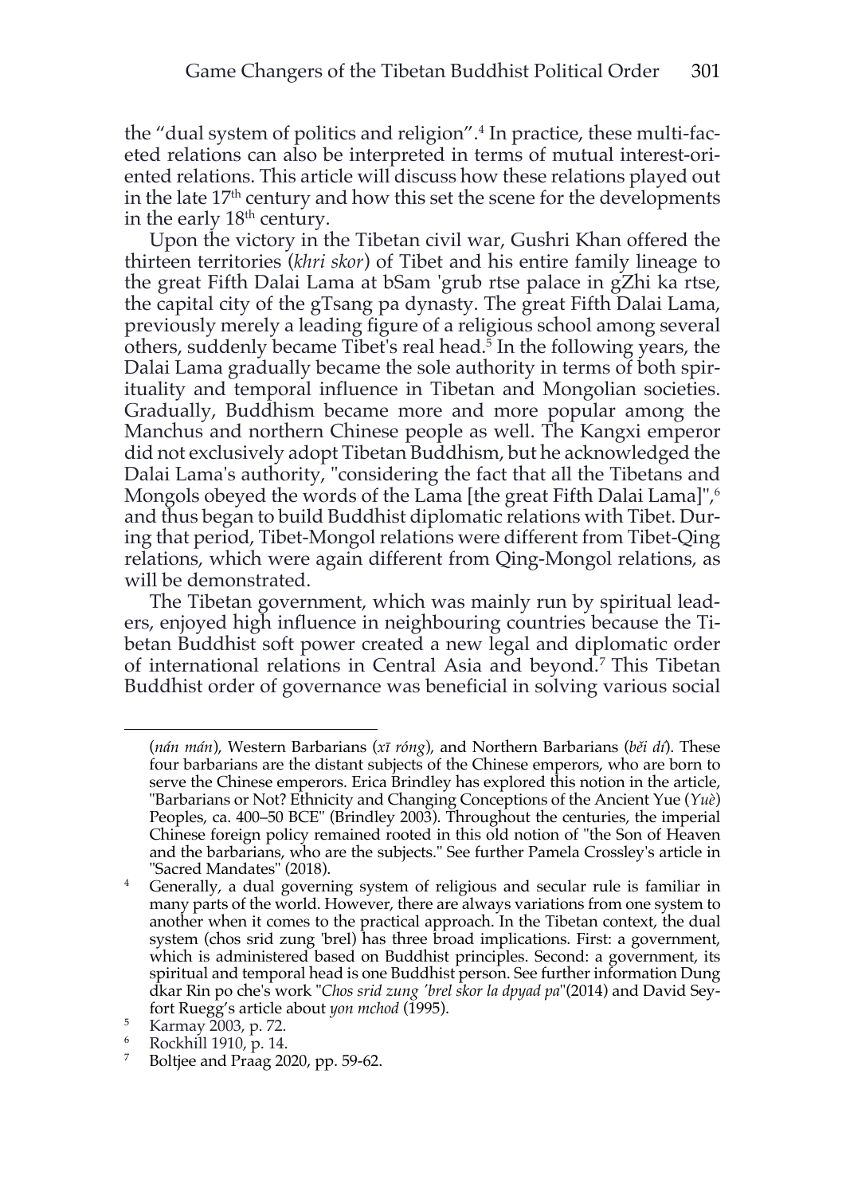the "dual system of politics and religion".[4] In practice, these multi-faceted relations can also be interpreted in terms of mutual interest-oriented relations. This article will discuss how these relations played out in the late 17th century and how this set the scene for the developments in the early 18th century.

Upon the victory in the Tibetan civil war, Gushri Khan offered the thirteen territories (*khri skor*) of Tibet and his entire family lineage to the great Fifth Dalai Lama at bSam 'grub rtse palace in gZhi ka rtse, the capital city of the gTsang pa dynasty. The great Fifth Dalai Lama, previously merely a leading figure of a religious school among several others, suddenly became Tibet's real head.[5] In the following years, the Dalai Lama gradually became the sole authority in terms of both spirituality and temporal influence in Tibetan and Mongolian societies. Gradually, Buddhism became more and more popular among the Manchus and northern Chinese people as well. The Kangxi emperor did not exclusively adopt Tibetan Buddhism, but he acknowledged the Dalai Lama's authority, "considering the fact that all the Tibetans and Mongols obeyed the words of the Lama [the great Fifth Dalai Lama]",[6] and thus began to build Buddhist diplomatic relations with Tibet. During that period, Tibet-Mongol relations were different from Tibet-Qing relations, which were again different from Qing-Mongol relations, as will be demonstrated.

The Tibetan government, which was mainly run by spiritual leaders, enjoyed high influence in neighbouring countries because the Tibetan Buddhist soft power created a new legal and diplomatic order of international relations in Central Asia and beyond.[7] This Tibetan Buddhist order of governance was beneficial in solving various social

---

(*nán mán*), Western Barbarians (*xī róng*), and Northern Barbarians (*běi dí*). These four barbarians are the distant subjects of the Chinese emperors, who are born to serve the Chinese emperors. Erica Brindley has explored this notion in the article, "Barbarians or Not? Ethnicity and Changing Conceptions of the Ancient Yue (*Yuè*) Peoples, ca. 400–50 BCE" (Brindley 2003). Throughout the centuries, the imperial Chinese foreign policy remained rooted in this old notion of "the Son of Heaven and the barbarians, who are the subjects." See further Pamela Crossley's article in "Sacred Mandates" (2018).

[4] Generally, a dual governing system of religious and secular rule is familiar in many parts of the world. However, there are always variations from one system to another when it comes to the practical approach. In the Tibetan context, the dual system (chos srid zung 'brel) has three broad implications. First: a government, which is administered based on Buddhist principles. Second: a government, its spiritual and temporal head is one Buddhist person. See further information Dung dkar Rin po che's work "*Chos srid zung 'brel skor la dpyad pa*"(2014) and David Seyfort Ruegg's article about *yon mchod* (1995).

[5] Karmay 2003, p. 72.

[6] Rockhill 1910, p. 14.

[7] Boltjee and Praag 2020, pp. 59-62.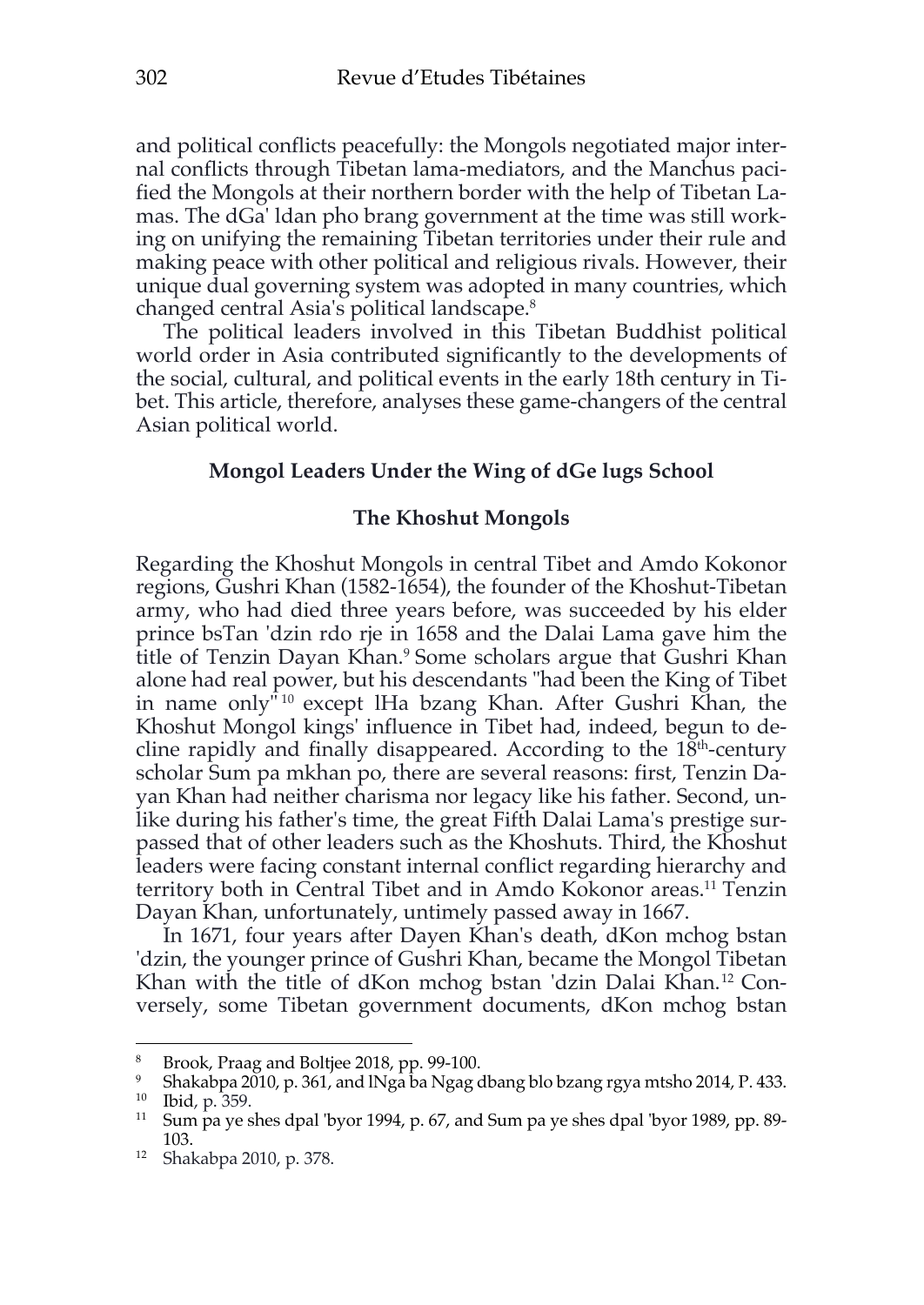and political conflicts peacefully: the Mongols negotiated major internal conflicts through Tibetan lama-mediators, and the Manchus pacified the Mongols at their northern border with the help of Tibetan Lamas. The dGa' ldan pho brang government at the time was still working on unifying the remaining Tibetan territories under their rule and making peace with other political and religious rivals. However, their unique dual governing system was adopted in many countries, which changed central Asia's political landscape.[8]

The political leaders involved in this Tibetan Buddhist political world order in Asia contributed significantly to the developments of the social, cultural, and political events in the early 18th century in Tibet. This article, therefore, analyses these game-changers of the central Asian political world.

## Mongol Leaders Under the Wing of dGe lugs School

### The Khoshut Mongols

Regarding the Khoshut Mongols in central Tibet and Amdo Kokonor regions, Gushri Khan (1582-1654), the founder of the Khoshut-Tibetan army, who had died three years before, was succeeded by his elder prince bsTan 'dzin rdo rje in 1658 and the Dalai Lama gave him the title of Tenzin Dayan Khan.[9] Some scholars argue that Gushri Khan alone had real power, but his descendants "had been the King of Tibet in name only"[10] except lHa bzang Khan. After Gushri Khan, the Khoshut Mongol kings' influence in Tibet had, indeed, begun to decline rapidly and finally disappeared. According to the 18th-century scholar Sum pa mkhan po, there are several reasons: first, Tenzin Dayan Khan had neither charisma nor legacy like his father. Second, unlike during his father's time, the great Fifth Dalai Lama's prestige surpassed that of other leaders such as the Khoshuts. Third, the Khoshut leaders were facing constant internal conflict regarding hierarchy and territory both in Central Tibet and in Amdo Kokonor areas.[11] Tenzin Dayan Khan, unfortunately, untimely passed away in 1667.

In 1671, four years after Dayen Khan's death, dKon mchog bstan 'dzin, the younger prince of Gushri Khan, became the Mongol Tibetan Khan with the title of dKon mchog bstan 'dzin Dalai Khan.[12] Conversely, some Tibetan government documents, dKon mchog bstan

---

[8] Brook, Praag and Boltjee 2018, pp. 99-100.

[9] Shakabpa 2010, p. 361, and lNga ba Ngag dbang blo bzang rgya mtsho 2014, P. 433.

[10] Ibid, p. 359.

[11] Sum pa ye shes dpal 'byor 1994, p. 67, and Sum pa ye shes dpal 'byor 1989, pp. 89-103.

[12] Shakabpa 2010, p. 378.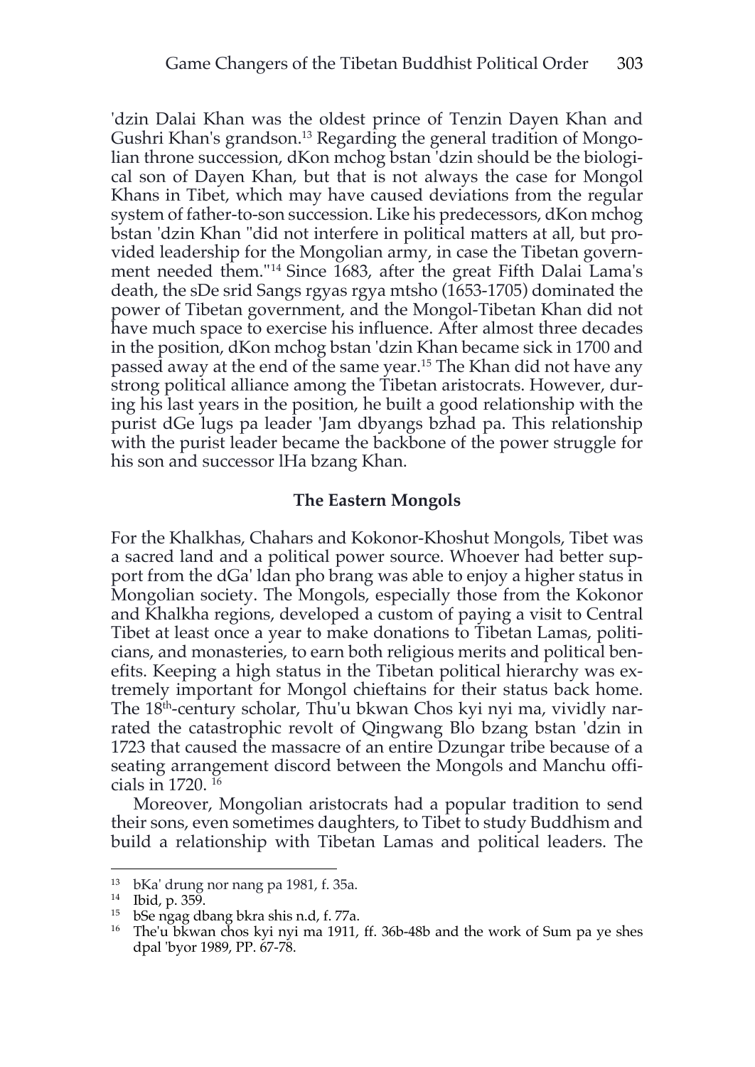'dzin Dalai Khan was the oldest prince of Tenzin Dayen Khan and Gushri Khan's grandson.[13] Regarding the general tradition of Mongolian throne succession, dKon mchog bstan 'dzin should be the biological son of Dayen Khan, but that is not always the case for Mongol Khans in Tibet, which may have caused deviations from the regular system of father-to-son succession. Like his predecessors, dKon mchog bstan 'dzin Khan "did not interfere in political matters at all, but provided leadership for the Mongolian army, in case the Tibetan government needed them."[14] Since 1683, after the great Fifth Dalai Lama's death, the sDe srid Sangs rgyas rgya mtsho (1653-1705) dominated the power of Tibetan government, and the Mongol-Tibetan Khan did not have much space to exercise his influence. After almost three decades in the position, dKon mchog bstan 'dzin Khan became sick in 1700 and passed away at the end of the same year.[15] The Khan did not have any strong political alliance among the Tibetan aristocrats. However, during his last years in the position, he built a good relationship with the purist dGe lugs pa leader 'Jam dbyangs bzhad pa. This relationship with the purist leader became the backbone of the power struggle for his son and successor lHa bzang Khan.

## The Eastern Mongols

For the Khalkhas, Chahars and Kokonor-Khoshut Mongols, Tibet was a sacred land and a political power source. Whoever had better support from the dGa' ldan pho brang was able to enjoy a higher status in Mongolian society. The Mongols, especially those from the Kokonor and Khalkha regions, developed a custom of paying a visit to Central Tibet at least once a year to make donations to Tibetan Lamas, politicians, and monasteries, to earn both religious merits and political benefits. Keeping a high status in the Tibetan political hierarchy was extremely important for Mongol chieftains for their status back home. The 18th-century scholar, Thu'u bkwan Chos kyi nyi ma, vividly narrated the catastrophic revolt of Qingwang Blo bzang bstan 'dzin in 1723 that caused the massacre of an entire Dzungar tribe because of a seating arrangement discord between the Mongols and Manchu officials in 1720.[16]

Moreover, Mongolian aristocrats had a popular tradition to send their sons, even sometimes daughters, to Tibet to study Buddhism and build a relationship with Tibetan Lamas and political leaders. The

---

[13] bKa' drung nor nang pa 1981, f. 35a.

[14] Ibid, p. 359.

[15] bSe ngag dbang bkra shis n.d, f. 77a.

[16] The'u bkwan chos kyi nyi ma 1911, ff. 36b-48b and the work of Sum pa ye shes dpal 'byor 1989, PP. 67-78.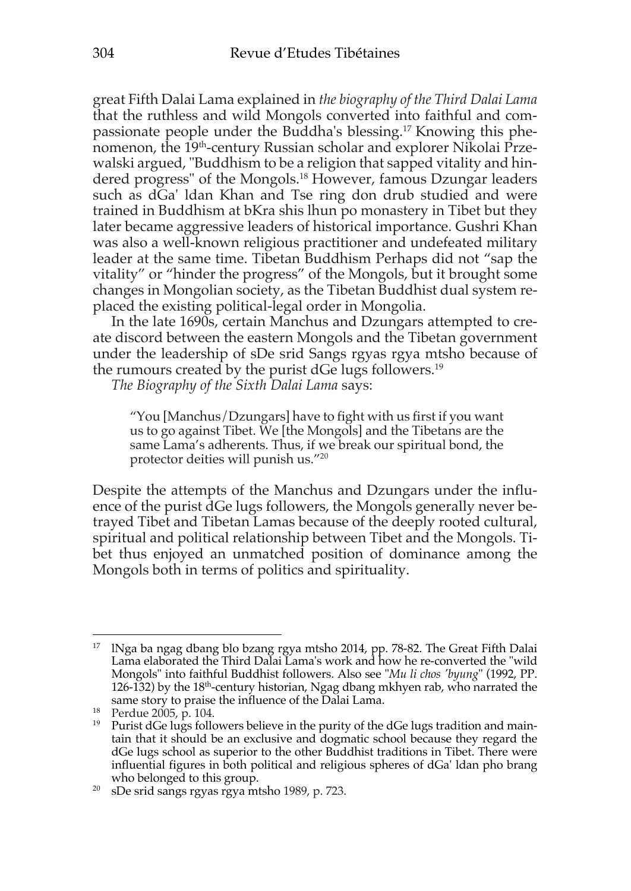great Fifth Dalai Lama explained in *the biography of the Third Dalai Lama* that the ruthless and wild Mongols converted into faithful and compassionate people under the Buddha's blessing.[17] Knowing this phenomenon, the 19th-century Russian scholar and explorer Nikolai Przewalski argued, "Buddhism to be a religion that sapped vitality and hindered progress" of the Mongols.[18] However, famous Dzungar leaders such as dGa' ldan Khan and Tse ring don drub studied and were trained in Buddhism at bKra shis lhun po monastery in Tibet but they later became aggressive leaders of historical importance. Gushri Khan was also a well-known religious practitioner and undefeated military leader at the same time. Tibetan Buddhism Perhaps did not "sap the vitality" or "hinder the progress" of the Mongols, but it brought some changes in Mongolian society, as the Tibetan Buddhist dual system replaced the existing political-legal order in Mongolia.

In the late 1690s, certain Manchus and Dzungars attempted to create discord between the eastern Mongols and the Tibetan government under the leadership of sDe srid Sangs rgyas rgya mtsho because of the rumours created by the purist dGe lugs followers.[19]

*The Biography of the Sixth Dalai Lama* says:

> "You [Manchus/Dzungars] have to fight with us first if you want us to go against Tibet. We [the Mongols] and the Tibetans are the same Lama's adherents. Thus, if we break our spiritual bond, the protector deities will punish us."[20]

Despite the attempts of the Manchus and Dzungars under the influence of the purist dGe lugs followers, the Mongols generally never betrayed Tibet and Tibetan Lamas because of the deeply rooted cultural, spiritual and political relationship between Tibet and the Mongols. Tibet thus enjoyed an unmatched position of dominance among the Mongols both in terms of politics and spirituality.

---

[17] lNga ba ngag dbang blo bzang rgya mtsho 2014, pp. 78-82. The Great Fifth Dalai Lama elaborated the Third Dalai Lama's work and how he re-converted the "wild Mongols" into faithful Buddhist followers. Also see "*Mu li chos 'byung*" (1992, PP. 126-132) by the 18th-century historian, Ngag dbang mkhyen rab, who narrated the same story to praise the influence of the Dalai Lama.

[18] Perdue 2005, p. 104.

[19] Purist dGe lugs followers believe in the purity of the dGe lugs tradition and maintain that it should be an exclusive and dogmatic school because they regard the dGe lugs school as superior to the other Buddhist traditions in Tibet. There were influential figures in both political and religious spheres of dGa' ldan pho brang who belonged to this group.

[20] sDe srid sangs rgyas rgya mtsho 1989, p. 723.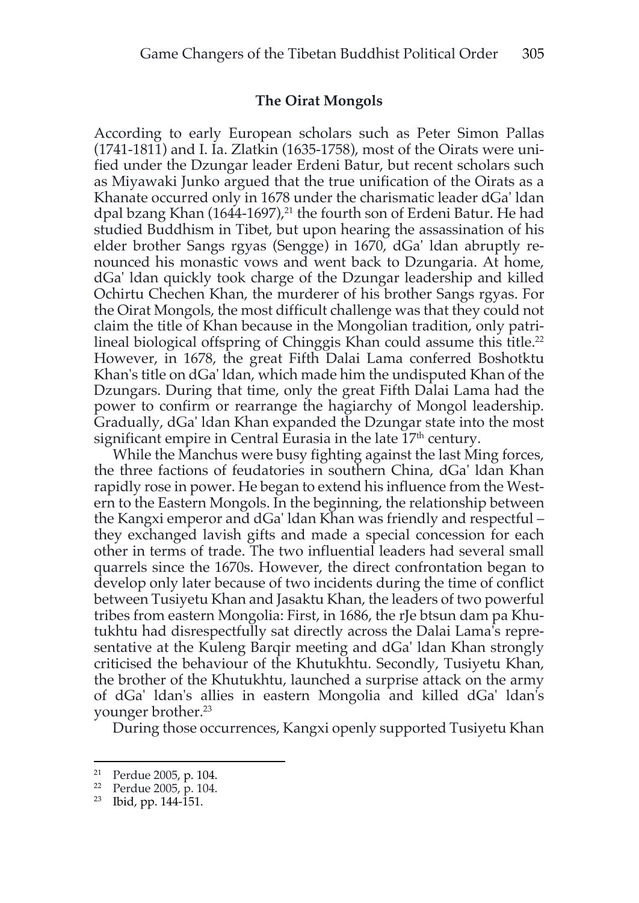## The Oirat Mongols

According to early European scholars such as Peter Simon Pallas (1741-1811) and I. Ia. Zlatkin (1635-1758), most of the Oirats were unified under the Dzungar leader Erdeni Batur, but recent scholars such as Miyawaki Junko argued that the true unification of the Oirats as a Khanate occurred only in 1678 under the charismatic leader dGa' ldan dpal bzang Khan (1644-1697),[21] the fourth son of Erdeni Batur. He had studied Buddhism in Tibet, but upon hearing the assassination of his elder brother Sangs rgyas (Sengge) in 1670, dGa' ldan abruptly renounced his monastic vows and went back to Dzungaria. At home, dGa' ldan quickly took charge of the Dzungar leadership and killed Ochirtu Chechen Khan, the murderer of his brother Sangs rgyas. For the Oirat Mongols, the most difficult challenge was that they could not claim the title of Khan because in the Mongolian tradition, only patrilineal biological offspring of Chinggis Khan could assume this title.[22] However, in 1678, the great Fifth Dalai Lama conferred Boshotktu Khan's title on dGa' ldan, which made him the undisputed Khan of the Dzungars. During that time, only the great Fifth Dalai Lama had the power to confirm or rearrange the hagiarchy of Mongol leadership. Gradually, dGa' ldan Khan expanded the Dzungar state into the most significant empire in Central Eurasia in the late 17th century.

While the Manchus were busy fighting against the last Ming forces, the three factions of feudatories in southern China, dGa' ldan Khan rapidly rose in power. He began to extend his influence from the Western to the Eastern Mongols. In the beginning, the relationship between the Kangxi emperor and dGa' ldan Khan was friendly and respectful – they exchanged lavish gifts and made a special concession for each other in terms of trade. The two influential leaders had several small quarrels since the 1670s. However, the direct confrontation began to develop only later because of two incidents during the time of conflict between Tusiyetu Khan and Jasaktu Khan, the leaders of two powerful tribes from eastern Mongolia: First, in 1686, the rJe btsun dam pa Khutukhtu had disrespectfully sat directly across the Dalai Lama's representative at the Kuleng Barqir meeting and dGa' ldan Khan strongly criticised the behaviour of the Khutukhtu. Secondly, Tusiyetu Khan, the brother of the Khutukhtu, launched a surprise attack on the army of dGa' ldan's allies in eastern Mongolia and killed dGa' ldan's younger brother.[23]

During those occurrences, Kangxi openly supported Tusiyetu Khan

---

[21] Perdue 2005, p. 104.

[22] Perdue 2005, p. 104.

[23] Ibid, pp. 144-151.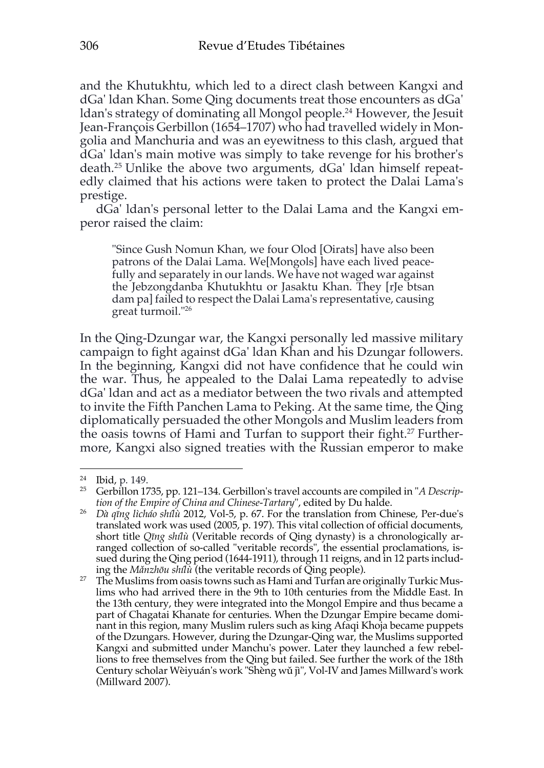and the Khutukhtu, which led to a direct clash between Kangxi and dGa' ldan Khan. Some Qing documents treat those encounters as dGa' ldan's strategy of dominating all Mongol people.[24] However, the Jesuit Jean-François Gerbillon (1654–1707) who had travelled widely in Mongolia and Manchuria and was an eyewitness to this clash, argued that dGa' ldan's main motive was simply to take revenge for his brother's death.[25] Unlike the above two arguments, dGa' ldan himself repeatedly claimed that his actions were taken to protect the Dalai Lama's prestige.

dGa' ldan's personal letter to the Dalai Lama and the Kangxi emperor raised the claim:

> "Since Gush Nomun Khan, we four Olod [Oirats] have also been patrons of the Dalai Lama. We[Mongols] have each lived peacefully and separately in our lands. We have not waged war against the Jebzongdanba Khutukhtu or Jasaktu Khan. They [rJe btsan dam pa] failed to respect the Dalai Lama's representative, causing great turmoil."[26]

In the Qing-Dzungar war, the Kangxi personally led massive military campaign to fight against dGa' ldan Khan and his Dzungar followers. In the beginning, Kangxi did not have confidence that he could win the war. Thus, he appealed to the Dalai Lama repeatedly to advise dGa' ldan and act as a mediator between the two rivals and attempted to invite the Fifth Panchen Lama to Peking. At the same time, the Qing diplomatically persuaded the other Mongols and Muslim leaders from the oasis towns of Hami and Turfan to support their fight.[27] Furthermore, Kangxi also signed treaties with the Russian emperor to make

---

[24] Ibid, p. 149.

[25] Gerbillon 1735, pp. 121–134. Gerbillon's travel accounts are compiled in "*A Description of the Empire of China and Chinese-Tartary*", edited by Du halde.

[26] *Dà qīng lìcháo shílù* 2012, Vol-5, p. 67. For the translation from Chinese, Per-due's translated work was used (2005, p. 197). This vital collection of official documents, short title *Qīng shílù* (Veritable records of Qing dynasty) is a chronologically arranged collection of so-called "veritable records", the essential proclamations, issued during the Qing period (1644-1911), through 11 reigns, and in 12 parts including the *Mǎnzhōu shílù* (the veritable records of Qing people).

[27] The Muslims from oasis towns such as Hami and Turfan are originally Turkic Muslims who had arrived there in the 9th to 10th centuries from the Middle East. In the 13th century, they were integrated into the Mongol Empire and thus became a part of Chagatai Khanate for centuries. When the Dzungar Empire became dominant in this region, many Muslim rulers such as king Afaqi Khoja became puppets of the Dzungars. However, during the Dzungar-Qing war, the Muslims supported Kangxi and submitted under Manchu's power. Later they launched a few rebellions to free themselves from the Qing but failed. See further the work of the 18th Century scholar Wèiyuán's work "Shèng wǔ jì", Vol-IV and James Millward's work (Millward 2007).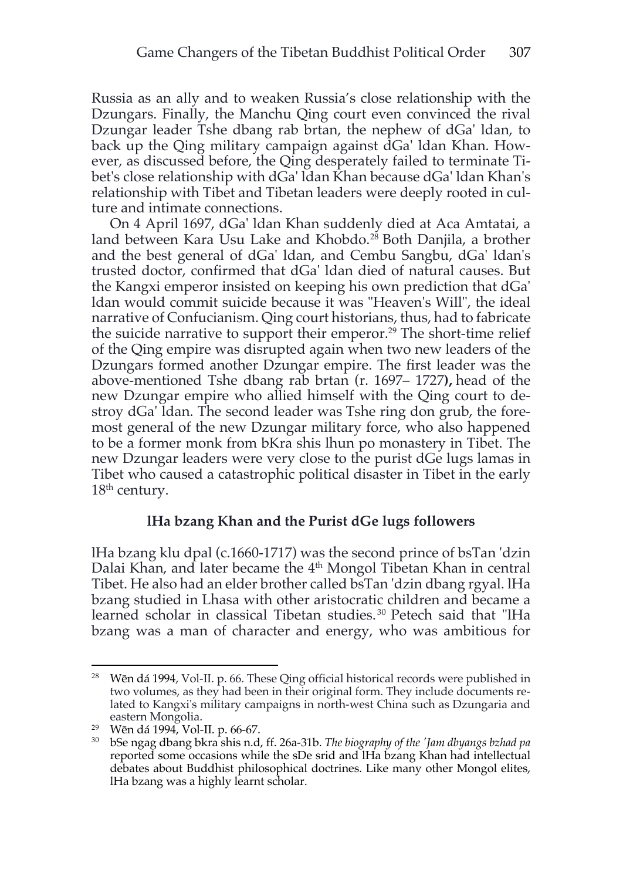Russia as an ally and to weaken Russia's close relationship with the Dzungars. Finally, the Manchu Qing court even convinced the rival Dzungar leader Tshe dbang rab brtan, the nephew of dGa' ldan, to back up the Qing military campaign against dGa' ldan Khan. However, as discussed before, the Qing desperately failed to terminate Tibet's close relationship with dGa' ldan Khan because dGa' ldan Khan's relationship with Tibet and Tibetan leaders were deeply rooted in culture and intimate connections.

On 4 April 1697, dGa' ldan Khan suddenly died at Aca Amtatai, a land between Kara Usu Lake and Khobdo.[28] Both Danjila, a brother and the best general of dGa' ldan, and Cembu Sangbu, dGa' ldan's trusted doctor, confirmed that dGa' ldan died of natural causes. But the Kangxi emperor insisted on keeping his own prediction that dGa' ldan would commit suicide because it was "Heaven's Will", the ideal narrative of Confucianism. Qing court historians, thus, had to fabricate the suicide narrative to support their emperor.[29] The short-time relief of the Qing empire was disrupted again when two new leaders of the Dzungars formed another Dzungar empire. The first leader was the above-mentioned Tshe dbang rab brtan (r. 1697– 1727**),** head of the new Dzungar empire who allied himself with the Qing court to destroy dGa' ldan. The second leader was Tshe ring don grub, the foremost general of the new Dzungar military force, who also happened to be a former monk from bKra shis lhun po monastery in Tibet. The new Dzungar leaders were very close to the purist dGe lugs lamas in Tibet who caused a catastrophic political disaster in Tibet in the early 18th century.

### lHa bzang Khan and the Purist dGe lugs followers

lHa bzang klu dpal (c.1660-1717) was the second prince of bsTan 'dzin Dalai Khan, and later became the 4th Mongol Tibetan Khan in central Tibet. He also had an elder brother called bsTan 'dzin dbang rgyal. lHa bzang studied in Lhasa with other aristocratic children and became a learned scholar in classical Tibetan studies.[30] Petech said that "lHa bzang was a man of character and energy, who was ambitious for

---

[28] Wēn dá 1994, Vol-II. p. 66. These Qing official historical records were published in two volumes, as they had been in their original form. They include documents related to Kangxi's military campaigns in north-west China such as Dzungaria and eastern Mongolia.

[29] Wēn dá 1994, Vol-II. p. 66-67.

[30] bSe ngag dbang bkra shis n.d, ff. 26a-31b. *The biography of the 'Jam dbyangs bzhad pa* reported some occasions while the sDe srid and lHa bzang Khan had intellectual debates about Buddhist philosophical doctrines. Like many other Mongol elites, lHa bzang was a highly learnt scholar.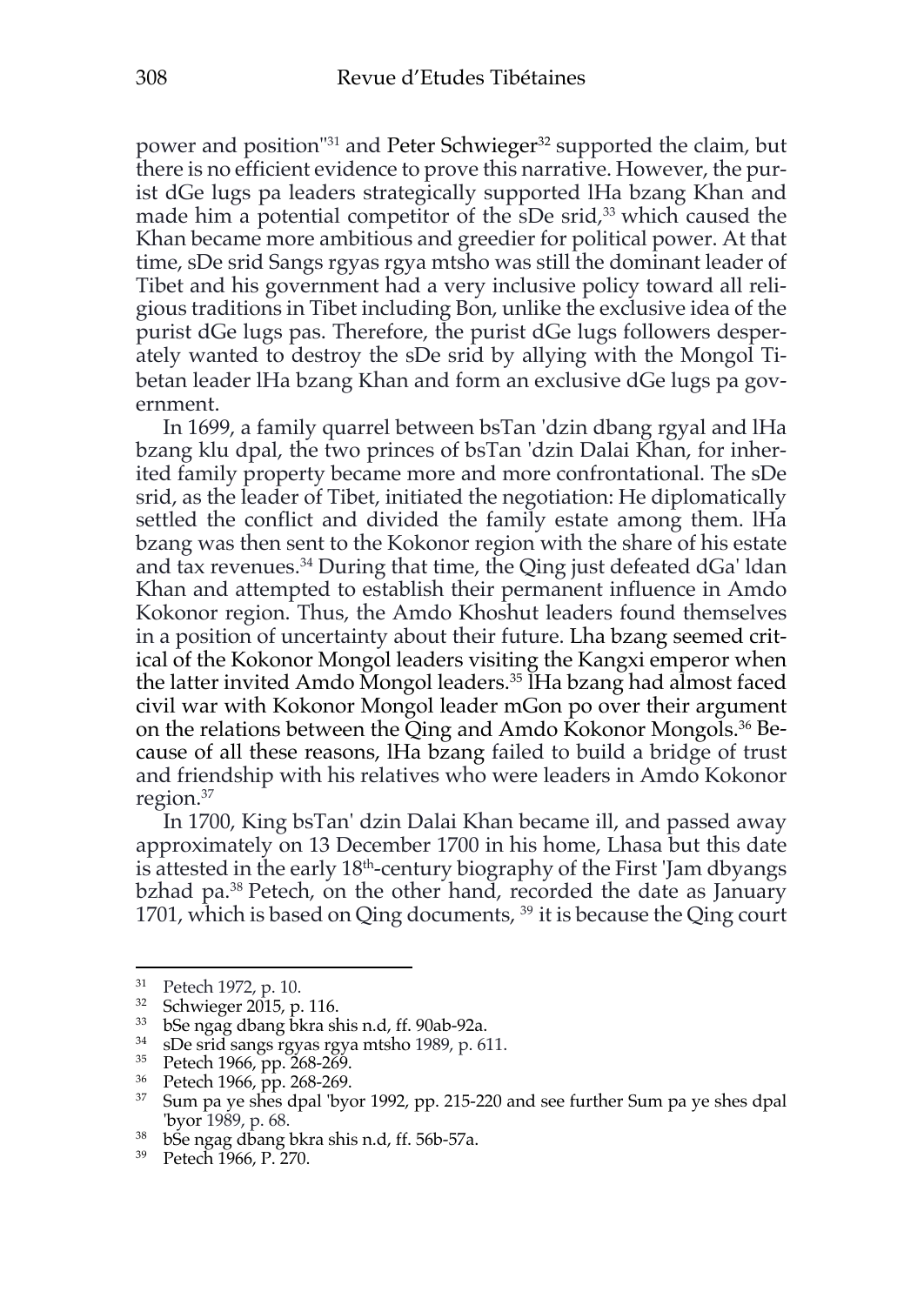power and position"[31] and Peter Schwieger[32] supported the claim, but there is no efficient evidence to prove this narrative. However, the purist dGe lugs pa leaders strategically supported lHa bzang Khan and made him a potential competitor of the sDe srid,[33] which caused the Khan became more ambitious and greedier for political power. At that time, sDe srid Sangs rgyas rgya mtsho was still the dominant leader of Tibet and his government had a very inclusive policy toward all religious traditions in Tibet including Bon, unlike the exclusive idea of the purist dGe lugs pas. Therefore, the purist dGe lugs followers desperately wanted to destroy the sDe srid by allying with the Mongol Tibetan leader lHa bzang Khan and form an exclusive dGe lugs pa government.

In 1699, a family quarrel between bsTan 'dzin dbang rgyal and lHa bzang klu dpal, the two princes of bsTan 'dzin Dalai Khan, for inherited family property became more and more confrontational. The sDe srid, as the leader of Tibet, initiated the negotiation: He diplomatically settled the conflict and divided the family estate among them. lHa bzang was then sent to the Kokonor region with the share of his estate and tax revenues.[34] During that time, the Qing just defeated dGa' ldan Khan and attempted to establish their permanent influence in Amdo Kokonor region. Thus, the Amdo Khoshut leaders found themselves in a position of uncertainty about their future. Lha bzang seemed critical of the Kokonor Mongol leaders visiting the Kangxi emperor when the latter invited Amdo Mongol leaders.[35] lHa bzang had almost faced civil war with Kokonor Mongol leader mGon po over their argument on the relations between the Qing and Amdo Kokonor Mongols.[36] Because of all these reasons, lHa bzang failed to build a bridge of trust and friendship with his relatives who were leaders in Amdo Kokonor region.[37]

In 1700, King bsTan' dzin Dalai Khan became ill, and passed away approximately on 13 December 1700 in his home, Lhasa but this date is attested in the early 18th-century biography of the First 'Jam dbyangs bzhad pa.[38] Petech, on the other hand, recorded the date as January 1701, which is based on Qing documents, [39] it is because the Qing court

---

31 Petech 1972, p. 10.
32 Schwieger 2015, p. 116.
33 bSe ngag dbang bkra shis n.d, ff. 90ab-92a.
34 sDe srid sangs rgyas rgya mtsho 1989, p. 611.
35 Petech 1966, pp. 268-269.
36 Petech 1966, pp. 268-269.
37 Sum pa ye shes dpal 'byor 1992, pp. 215-220 and see further Sum pa ye shes dpal 'byor 1989, p. 68.
38 bSe ngag dbang bkra shis n.d, ff. 56b-57a.
39 Petech 1966, P. 270.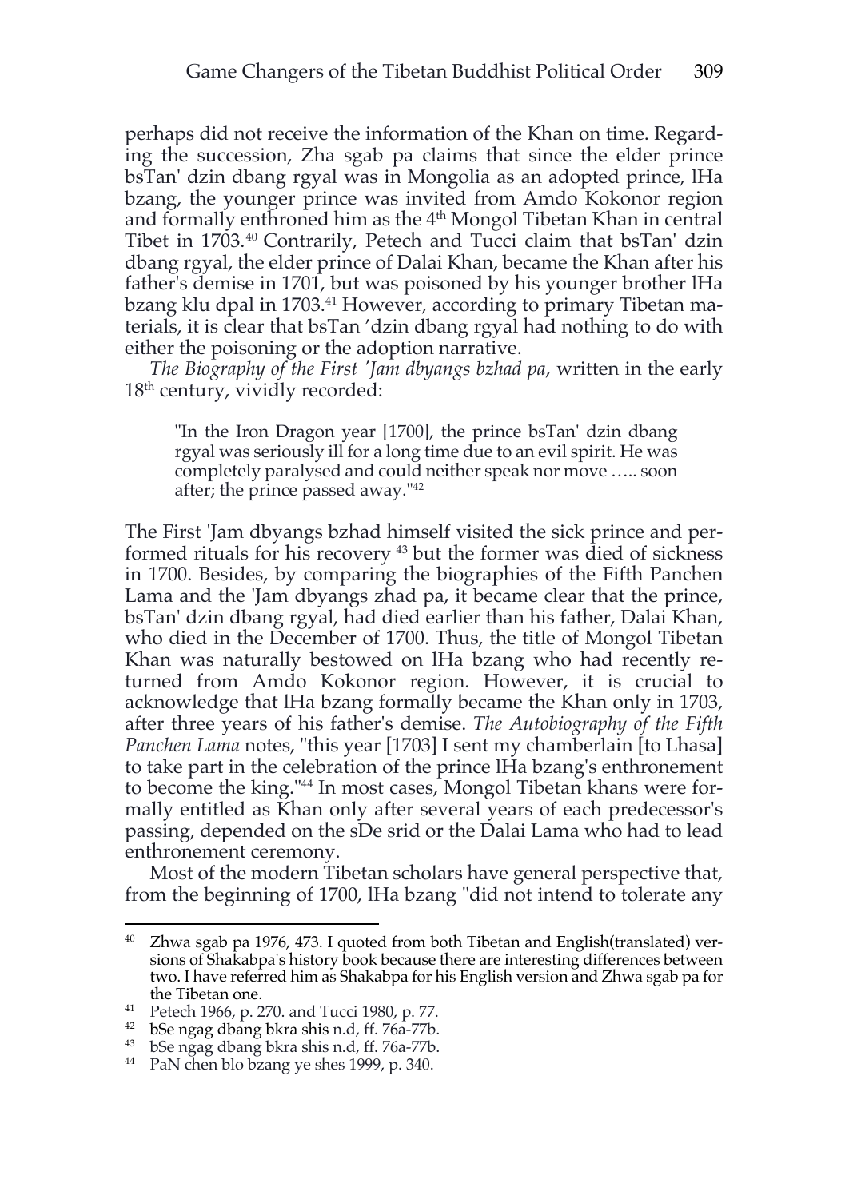perhaps did not receive the information of the Khan on time. Regarding the succession, Zha sgab pa claims that since the elder prince bsTan' dzin dbang rgyal was in Mongolia as an adopted prince, lHa bzang, the younger prince was invited from Amdo Kokonor region and formally enthroned him as the 4th Mongol Tibetan Khan in central Tibet in 1703.[40] Contrarily, Petech and Tucci claim that bsTan' dzin dbang rgyal, the elder prince of Dalai Khan, became the Khan after his father's demise in 1701, but was poisoned by his younger brother lHa bzang klu dpal in 1703.[41] However, according to primary Tibetan materials, it is clear that bsTan 'dzin dbang rgyal had nothing to do with either the poisoning or the adoption narrative.

*The Biography of the First 'Jam dbyangs bzhad pa*, written in the early 18th century, vividly recorded:

> "In the Iron Dragon year [1700], the prince bsTan' dzin dbang rgyal was seriously ill for a long time due to an evil spirit. He was completely paralysed and could neither speak nor move ….. soon after; the prince passed away."[42]

The First 'Jam dbyangs bzhad himself visited the sick prince and performed rituals for his recovery [43] but the former was died of sickness in 1700. Besides, by comparing the biographies of the Fifth Panchen Lama and the 'Jam dbyangs zhad pa, it became clear that the prince, bsTan' dzin dbang rgyal, had died earlier than his father, Dalai Khan, who died in the December of 1700. Thus, the title of Mongol Tibetan Khan was naturally bestowed on lHa bzang who had recently returned from Amdo Kokonor region. However, it is crucial to acknowledge that lHa bzang formally became the Khan only in 1703, after three years of his father's demise. *The Autobiography of the Fifth Panchen Lama* notes, "this year [1703] I sent my chamberlain [to Lhasa] to take part in the celebration of the prince lHa bzang's enthronement to become the king."[44] In most cases, Mongol Tibetan khans were formally entitled as Khan only after several years of each predecessor's passing, depended on the sDe srid or the Dalai Lama who had to lead enthronement ceremony.

Most of the modern Tibetan scholars have general perspective that, from the beginning of 1700, lHa bzang "did not intend to tolerate any

---

[40] Zhwa sgab pa 1976, 473. I quoted from both Tibetan and English(translated) versions of Shakabpa's history book because there are interesting differences between two. I have referred him as Shakabpa for his English version and Zhwa sgab pa for the Tibetan one.

[41] Petech 1966, p. 270. and Tucci 1980, p. 77.

[42] bSe ngag dbang bkra shis n.d, ff. 76a-77b.

[43] bSe ngag dbang bkra shis n.d, ff. 76a-77b.

[44] PaN chen blo bzang ye shes 1999, p. 340.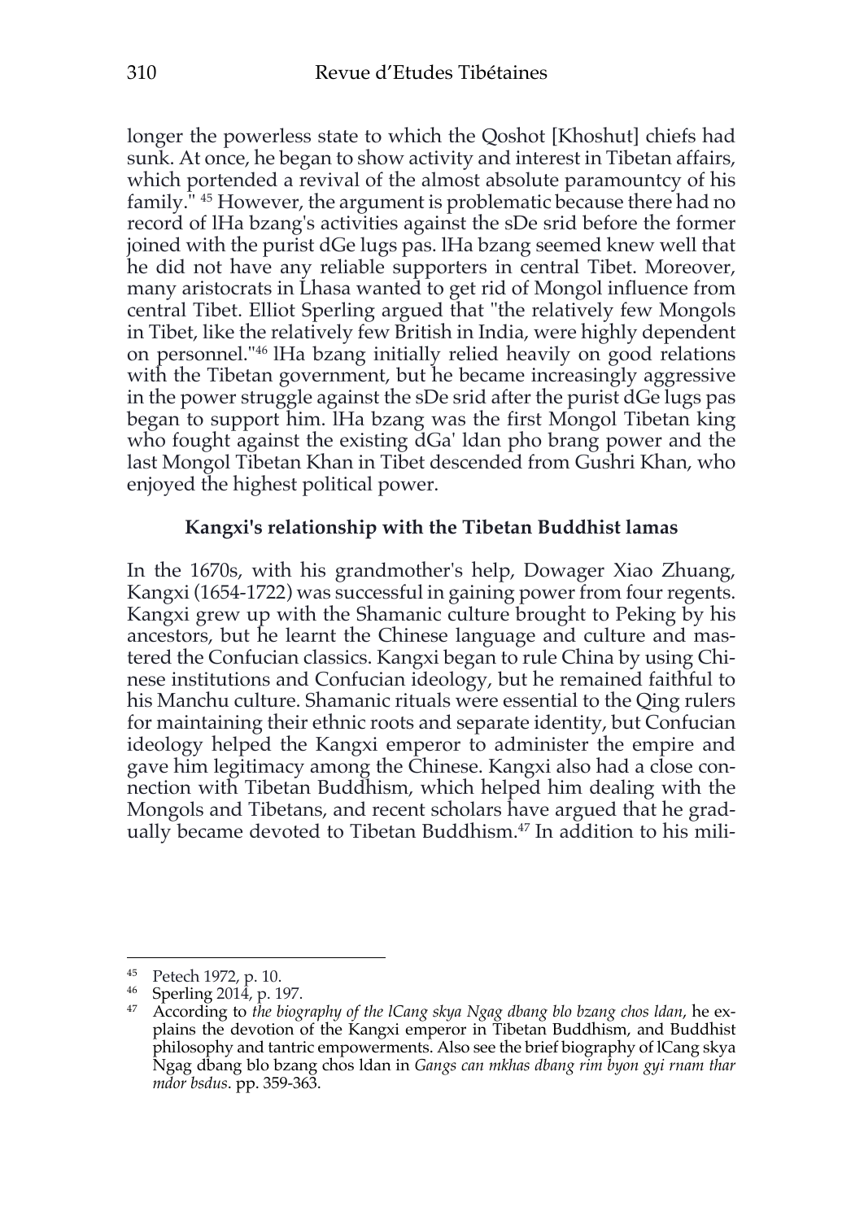longer the powerless state to which the Qoshot [Khoshut] chiefs had sunk. At once, he began to show activity and interest in Tibetan affairs, which portended a revival of the almost absolute paramountcy of his family." [45] However, the argument is problematic because there had no record of lHa bzang's activities against the sDe srid before the former joined with the purist dGe lugs pas. lHa bzang seemed knew well that he did not have any reliable supporters in central Tibet. Moreover, many aristocrats in Lhasa wanted to get rid of Mongol influence from central Tibet. Elliot Sperling argued that "the relatively few Mongols in Tibet, like the relatively few British in India, were highly dependent on personnel."[46] lHa bzang initially relied heavily on good relations with the Tibetan government, but he became increasingly aggressive in the power struggle against the sDe srid after the purist dGe lugs pas began to support him. lHa bzang was the first Mongol Tibetan king who fought against the existing dGa' ldan pho brang power and the last Mongol Tibetan Khan in Tibet descended from Gushri Khan, who enjoyed the highest political power.

### Kangxi's relationship with the Tibetan Buddhist lamas

In the 1670s, with his grandmother's help, Dowager Xiao Zhuang, Kangxi (1654-1722) was successful in gaining power from four regents. Kangxi grew up with the Shamanic culture brought to Peking by his ancestors, but he learnt the Chinese language and culture and mastered the Confucian classics. Kangxi began to rule China by using Chinese institutions and Confucian ideology, but he remained faithful to his Manchu culture. Shamanic rituals were essential to the Qing rulers for maintaining their ethnic roots and separate identity, but Confucian ideology helped the Kangxi emperor to administer the empire and gave him legitimacy among the Chinese. Kangxi also had a close connection with Tibetan Buddhism, which helped him dealing with the Mongols and Tibetans, and recent scholars have argued that he gradually became devoted to Tibetan Buddhism.[47] In addition to his mili-

---

[45] Petech 1972, p. 10.

[46] Sperling 2014, p. 197.

[47] According to *the biography of the lCang skya Ngag dbang blo bzang chos ldan*, he explains the devotion of the Kangxi emperor in Tibetan Buddhism, and Buddhist philosophy and tantric empowerments. Also see the brief biography of lCang skya Ngag dbang blo bzang chos ldan in *Gangs can mkhas dbang rim byon gyi rnam thar mdor bsdus*. pp. 359-363.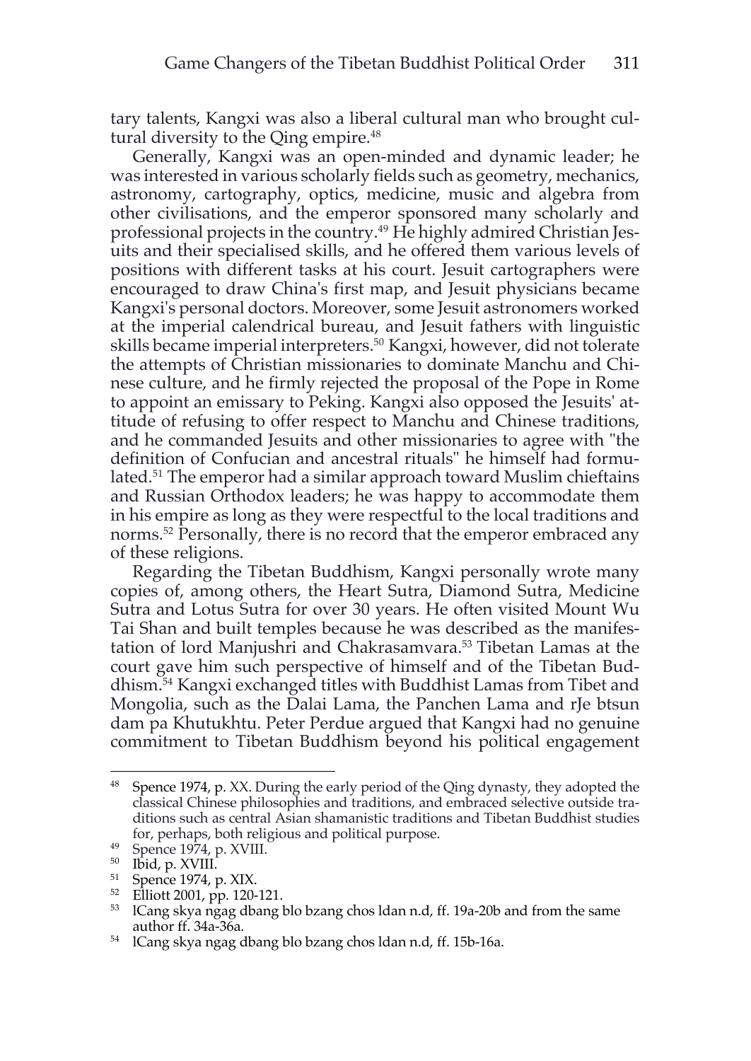tary talents, Kangxi was also a liberal cultural man who brought cultural diversity to the Qing empire.[48]

Generally, Kangxi was an open-minded and dynamic leader; he was interested in various scholarly fields such as geometry, mechanics, astronomy, cartography, optics, medicine, music and algebra from other civilisations, and the emperor sponsored many scholarly and professional projects in the country.[49] He highly admired Christian Jesuits and their specialised skills, and he offered them various levels of positions with different tasks at his court. Jesuit cartographers were encouraged to draw China's first map, and Jesuit physicians became Kangxi's personal doctors. Moreover, some Jesuit astronomers worked at the imperial calendrical bureau, and Jesuit fathers with linguistic skills became imperial interpreters.[50] Kangxi, however, did not tolerate the attempts of Christian missionaries to dominate Manchu and Chinese culture, and he firmly rejected the proposal of the Pope in Rome to appoint an emissary to Peking. Kangxi also opposed the Jesuits' attitude of refusing to offer respect to Manchu and Chinese traditions, and he commanded Jesuits and other missionaries to agree with "the definition of Confucian and ancestral rituals" he himself had formulated.[51] The emperor had a similar approach toward Muslim chieftains and Russian Orthodox leaders; he was happy to accommodate them in his empire as long as they were respectful to the local traditions and norms.[52] Personally, there is no record that the emperor embraced any of these religions.

Regarding the Tibetan Buddhism, Kangxi personally wrote many copies of, among others, the Heart Sutra, Diamond Sutra, Medicine Sutra and Lotus Sutra for over 30 years. He often visited Mount Wu Tai Shan and built temples because he was described as the manifestation of lord Manjushri and Chakrasamvara.[53] Tibetan Lamas at the court gave him such perspective of himself and of the Tibetan Buddhism.[54] Kangxi exchanged titles with Buddhist Lamas from Tibet and Mongolia, such as the Dalai Lama, the Panchen Lama and rJe btsun dam pa Khutukhtu. Peter Perdue argued that Kangxi had no genuine commitment to Tibetan Buddhism beyond his political engagement

---

[48] Spence 1974, p. XX. During the early period of the Qing dynasty, they adopted the classical Chinese philosophies and traditions, and embraced selective outside traditions such as central Asian shamanistic traditions and Tibetan Buddhist studies for, perhaps, both religious and political purpose.

[49] Spence 1974, p. XVIII.

[50] Ibid, p. XVIII.

[51] Spence 1974, p. XIX.

[52] Elliott 2001, pp. 120-121.

[53] lCang skya ngag dbang blo bzang chos ldan n.d, ff. 19a-20b and from the same author ff. 34a-36a.

[54] lCang skya ngag dbang blo bzang chos ldan n.d, ff. 15b-16a.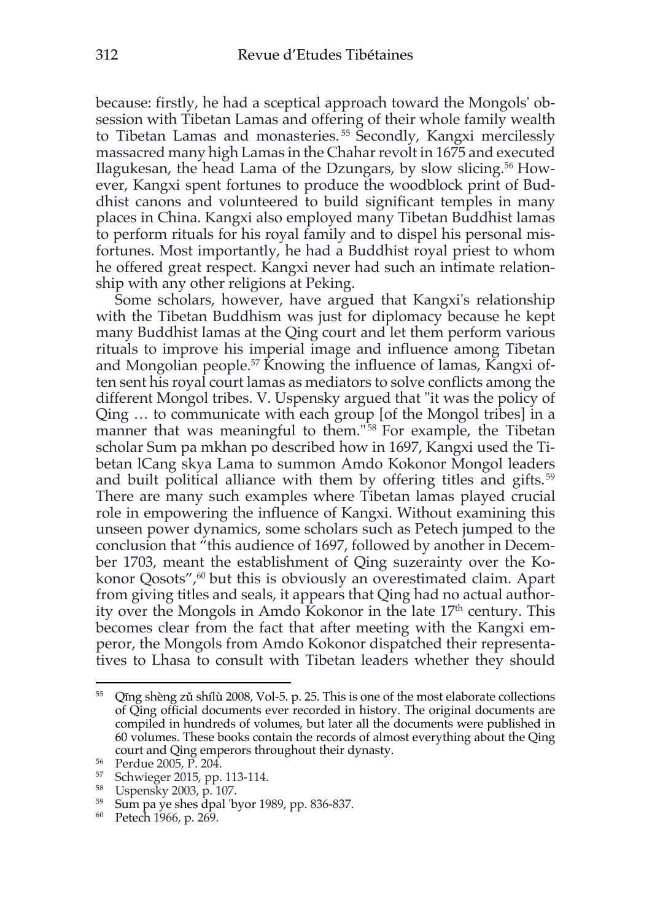because: firstly, he had a sceptical approach toward the Mongols' obsession with Tibetan Lamas and offering of their whole family wealth to Tibetan Lamas and monasteries.[55] Secondly, Kangxi mercilessly massacred many high Lamas in the Chahar revolt in 1675 and executed Ilagukesan, the head Lama of the Dzungars, by slow slicing.[56] However, Kangxi spent fortunes to produce the woodblock print of Buddhist canons and volunteered to build significant temples in many places in China. Kangxi also employed many Tibetan Buddhist lamas to perform rituals for his royal family and to dispel his personal misfortunes. Most importantly, he had a Buddhist royal priest to whom he offered great respect. Kangxi never had such an intimate relationship with any other religions at Peking.

Some scholars, however, have argued that Kangxi's relationship with the Tibetan Buddhism was just for diplomacy because he kept many Buddhist lamas at the Qing court and let them perform various rituals to improve his imperial image and influence among Tibetan and Mongolian people.[57] Knowing the influence of lamas, Kangxi often sent his royal court lamas as mediators to solve conflicts among the different Mongol tribes. V. Uspensky argued that "it was the policy of Qing … to communicate with each group [of the Mongol tribes] in a manner that was meaningful to them."[58] For example, the Tibetan scholar Sum pa mkhan po described how in 1697, Kangxi used the Tibetan lCang skya Lama to summon Amdo Kokonor Mongol leaders and built political alliance with them by offering titles and gifts.[59] There are many such examples where Tibetan lamas played crucial role in empowering the influence of Kangxi. Without examining this unseen power dynamics, some scholars such as Petech jumped to the conclusion that "this audience of 1697, followed by another in December 1703, meant the establishment of Qing suzerainty over the Kokonor Qosots",[60] but this is obviously an overestimated claim. Apart from giving titles and seals, it appears that Qing had no actual authority over the Mongols in Amdo Kokonor in the late 17th century. This becomes clear from the fact that after meeting with the Kangxi emperor, the Mongols from Amdo Kokonor dispatched their representatives to Lhasa to consult with Tibetan leaders whether they should

---

[55] Qīng shèng zǔ shílù 2008, Vol-5. p. 25. This is one of the most elaborate collections of Qing official documents ever recorded in history. The original documents are compiled in hundreds of volumes, but later all the documents were published in 60 volumes. These books contain the records of almost everything about the Qing court and Qing emperors throughout their dynasty.

[56] Perdue 2005, P. 204.

[57] Schwieger 2015, pp. 113-114.

[58] Uspensky 2003, p. 107.

[59] Sum pa ye shes dpal 'byor 1989, pp. 836-837.

[60] Petech 1966, p. 269.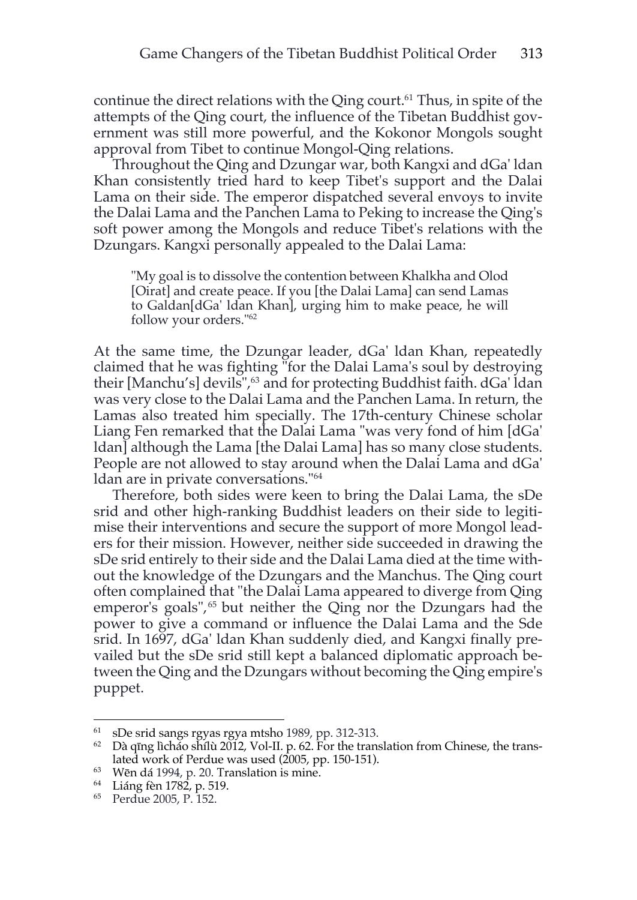continue the direct relations with the Qing court.[61] Thus, in spite of the attempts of the Qing court, the influence of the Tibetan Buddhist government was still more powerful, and the Kokonor Mongols sought approval from Tibet to continue Mongol-Qing relations.

Throughout the Qing and Dzungar war, both Kangxi and dGa' ldan Khan consistently tried hard to keep Tibet's support and the Dalai Lama on their side. The emperor dispatched several envoys to invite the Dalai Lama and the Panchen Lama to Peking to increase the Qing's soft power among the Mongols and reduce Tibet's relations with the Dzungars. Kangxi personally appealed to the Dalai Lama:

> "My goal is to dissolve the contention between Khalkha and Olod [Oirat] and create peace. If you [the Dalai Lama] can send Lamas to Galdan[dGa' ldan Khan], urging him to make peace, he will follow your orders."[62]

At the same time, the Dzungar leader, dGa' ldan Khan, repeatedly claimed that he was fighting "for the Dalai Lama's soul by destroying their [Manchu's] devils",[63] and for protecting Buddhist faith. dGa' ldan was very close to the Dalai Lama and the Panchen Lama. In return, the Lamas also treated him specially. The 17th-century Chinese scholar Liang Fen remarked that the Dalai Lama "was very fond of him [dGa' ldan] although the Lama [the Dalai Lama] has so many close students. People are not allowed to stay around when the Dalai Lama and dGa' ldan are in private conversations."[64]

Therefore, both sides were keen to bring the Dalai Lama, the sDe srid and other high-ranking Buddhist leaders on their side to legitimise their interventions and secure the support of more Mongol leaders for their mission. However, neither side succeeded in drawing the sDe srid entirely to their side and the Dalai Lama died at the time without the knowledge of the Dzungars and the Manchus. The Qing court often complained that "the Dalai Lama appeared to diverge from Qing emperor's goals",[65] but neither the Qing nor the Dzungars had the power to give a command or influence the Dalai Lama and the Sde srid. In 1697, dGa' ldan Khan suddenly died, and Kangxi finally prevailed but the sDe srid still kept a balanced diplomatic approach between the Qing and the Dzungars without becoming the Qing empire's puppet.

---

[61] sDe srid sangs rgyas rgya mtsho 1989, pp. 312-313.

[62] Dà qīng lìcháo shílù 2012, Vol-II. p. 62. For the translation from Chinese, the translated work of Perdue was used (2005, pp. 150-151).

[63] Wēn dá 1994, p. 20. Translation is mine.

[64] Liáng fèn 1782, p. 519.

[65] Perdue 2005, P. 152.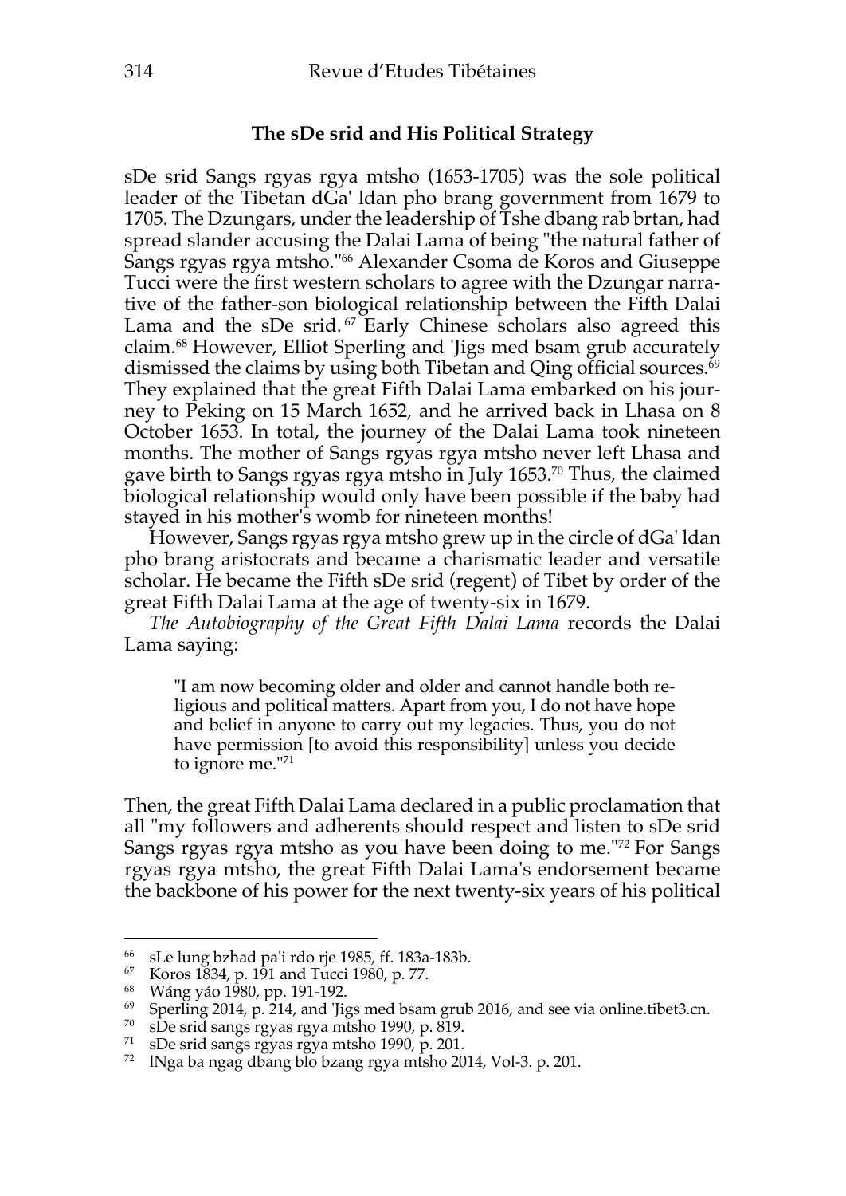## The sDe srid and His Political Strategy

sDe srid Sangs rgyas rgya mtsho (1653-1705) was the sole political leader of the Tibetan dGa' ldan pho brang government from 1679 to 1705. The Dzungars, under the leadership of Tshe dbang rab brtan, had spread slander accusing the Dalai Lama of being "the natural father of Sangs rgyas rgya mtsho."[66] Alexander Csoma de Koros and Giuseppe Tucci were the first western scholars to agree with the Dzungar narrative of the father-son biological relationship between the Fifth Dalai Lama and the sDe srid.[67] Early Chinese scholars also agreed this claim.[68] However, Elliot Sperling and 'Jigs med bsam grub accurately dismissed the claims by using both Tibetan and Qing official sources.[69] They explained that the great Fifth Dalai Lama embarked on his journey to Peking on 15 March 1652, and he arrived back in Lhasa on 8 October 1653. In total, the journey of the Dalai Lama took nineteen months. The mother of Sangs rgyas rgya mtsho never left Lhasa and gave birth to Sangs rgyas rgya mtsho in July 1653.[70] Thus, the claimed biological relationship would only have been possible if the baby had stayed in his mother's womb for nineteen months!

However, Sangs rgyas rgya mtsho grew up in the circle of dGa' ldan pho brang aristocrats and became a charismatic leader and versatile scholar. He became the Fifth sDe srid (regent) of Tibet by order of the great Fifth Dalai Lama at the age of twenty-six in 1679.

*The Autobiography of the Great Fifth Dalai Lama* records the Dalai Lama saying:

> "I am now becoming older and older and cannot handle both religious and political matters. Apart from you, I do not have hope and belief in anyone to carry out my legacies. Thus, you do not have permission [to avoid this responsibility] unless you decide to ignore me."[71]

Then, the great Fifth Dalai Lama declared in a public proclamation that all "my followers and adherents should respect and listen to sDe srid Sangs rgyas rgya mtsho as you have been doing to me."[72] For Sangs rgyas rgya mtsho, the great Fifth Dalai Lama's endorsement became the backbone of his power for the next twenty-six years of his political

---

[66] sLe lung bzhad pa'i rdo rje 1985, ff. 183a-183b.

[67] Koros 1834, p. 191 and Tucci 1980, p. 77.

[68] Wáng yáo 1980, pp. 191-192.

[69] Sperling 2014, p. 214, and 'Jigs med bsam grub 2016, and see via online.tibet3.cn.

[70] sDe srid sangs rgyas rgya mtsho 1990, p. 819.

[71] sDe srid sangs rgyas rgya mtsho 1990, p. 201.

[72] lNga ba ngag dbang blo bzang rgya mtsho 2014, Vol-3. p. 201.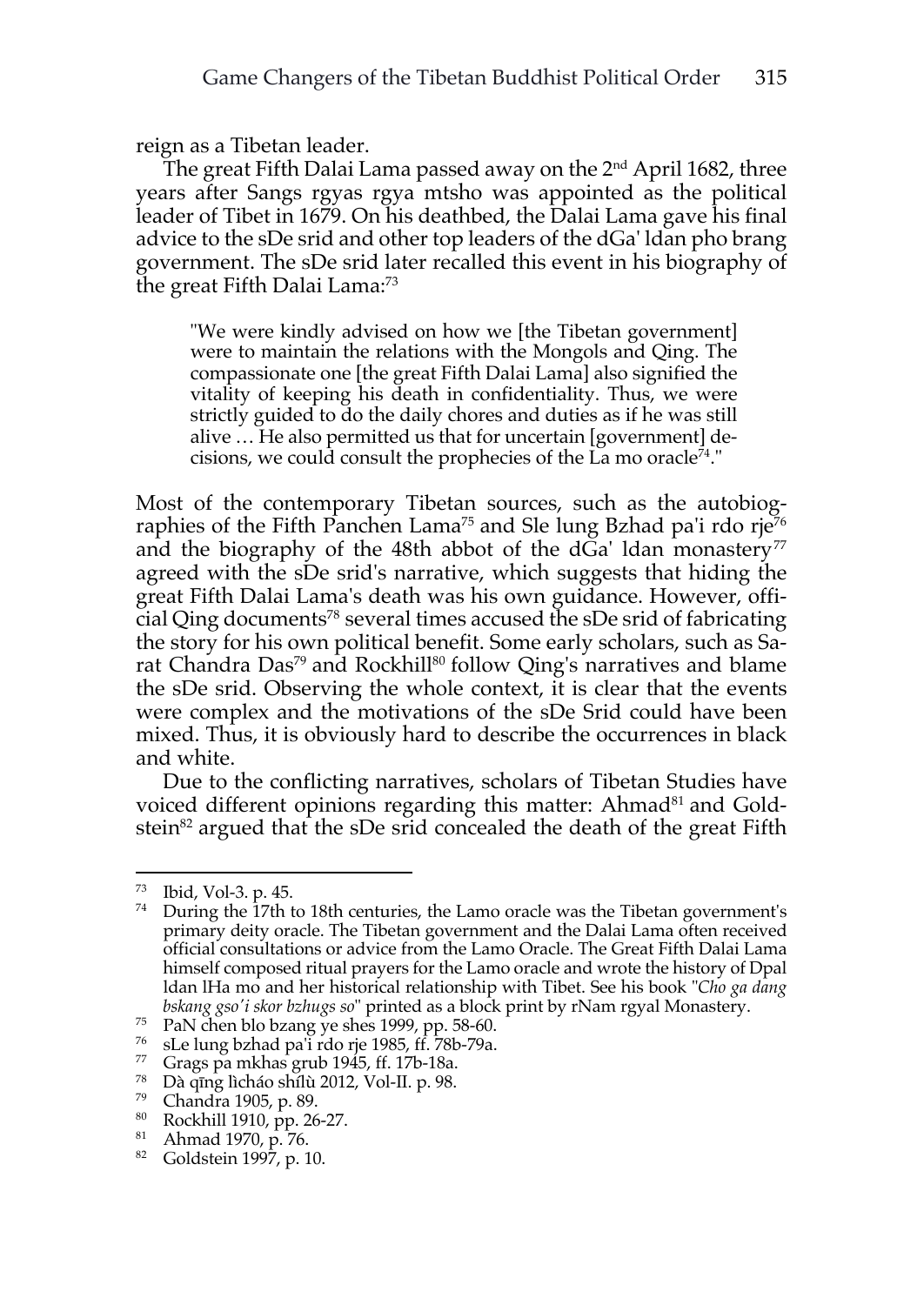reign as a Tibetan leader.

The great Fifth Dalai Lama passed away on the 2nd April 1682, three years after Sangs rgyas rgya mtsho was appointed as the political leader of Tibet in 1679. On his deathbed, the Dalai Lama gave his final advice to the sDe srid and other top leaders of the dGa' ldan pho brang government. The sDe srid later recalled this event in his biography of the great Fifth Dalai Lama:[73]

> "We were kindly advised on how we [the Tibetan government] were to maintain the relations with the Mongols and Qing. The compassionate one [the great Fifth Dalai Lama] also signified the vitality of keeping his death in confidentiality. Thus, we were strictly guided to do the daily chores and duties as if he was still alive … He also permitted us that for uncertain [government] decisions, we could consult the prophecies of the La mo oracle[74]."

Most of the contemporary Tibetan sources, such as the autobiographies of the Fifth Panchen Lama[75] and Sle lung Bzhad pa'i rdo rje[76] and the biography of the 48th abbot of the dGa' ldan monastery[77] agreed with the sDe srid's narrative, which suggests that hiding the great Fifth Dalai Lama's death was his own guidance. However, official Qing documents[78] several times accused the sDe srid of fabricating the story for his own political benefit. Some early scholars, such as Sarat Chandra Das[79] and Rockhill[80] follow Qing's narratives and blame the sDe srid. Observing the whole context, it is clear that the events were complex and the motivations of the sDe Srid could have been mixed. Thus, it is obviously hard to describe the occurrences in black and white.

Due to the conflicting narratives, scholars of Tibetan Studies have voiced different opinions regarding this matter: Ahmad[81] and Goldstein[82] argued that the sDe srid concealed the death of the great Fifth

---

[73] Ibid, Vol-3. p. 45.

[74] During the 17th to 18th centuries, the Lamo oracle was the Tibetan government's primary deity oracle. The Tibetan government and the Dalai Lama often received official consultations or advice from the Lamo Oracle. The Great Fifth Dalai Lama himself composed ritual prayers for the Lamo oracle and wrote the history of Dpal ldan lHa mo and her historical relationship with Tibet. See his book "*Cho ga dang bskang gso'i skor bzhugs so*" printed as a block print by rNam rgyal Monastery.

[75] PaN chen blo bzang ye shes 1999, pp. 58-60.

[76] sLe lung bzhad pa'i rdo rje 1985, ff. 78b-79a.

[77] Grags pa mkhas grub 1945, ff. 17b-18a.

[78] Dà qīng lìcháo shílù 2012, Vol-II. p. 98.

[79] Chandra 1905, p. 89.

[80] Rockhill 1910, pp. 26-27.

[81] Ahmad 1970, p. 76.

[82] Goldstein 1997, p. 10.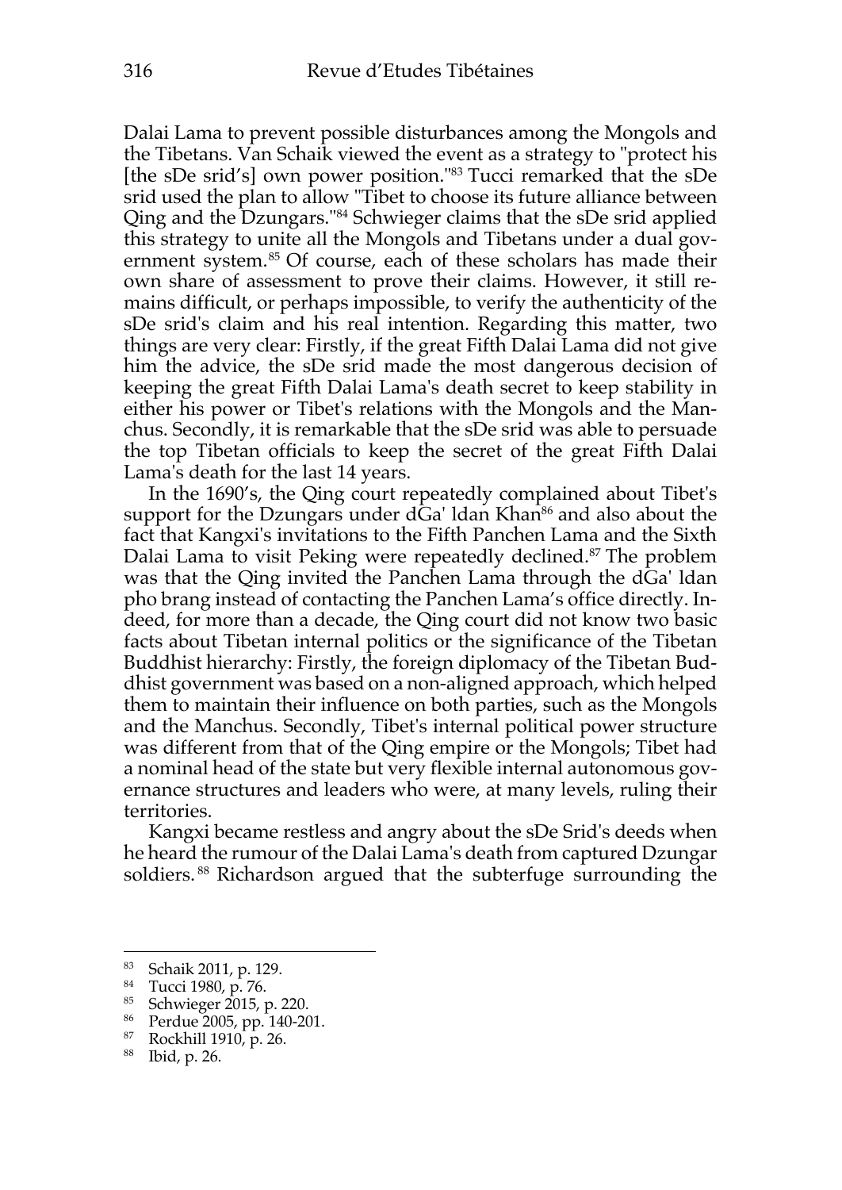Dalai Lama to prevent possible disturbances among the Mongols and the Tibetans. Van Schaik viewed the event as a strategy to "protect his [the sDe srid's] own power position."[83] Tucci remarked that the sDe srid used the plan to allow "Tibet to choose its future alliance between Qing and the Dzungars."[84] Schwieger claims that the sDe srid applied this strategy to unite all the Mongols and Tibetans under a dual government system.[85] Of course, each of these scholars has made their own share of assessment to prove their claims. However, it still remains difficult, or perhaps impossible, to verify the authenticity of the sDe srid's claim and his real intention. Regarding this matter, two things are very clear: Firstly, if the great Fifth Dalai Lama did not give him the advice, the sDe srid made the most dangerous decision of keeping the great Fifth Dalai Lama's death secret to keep stability in either his power or Tibet's relations with the Mongols and the Manchus. Secondly, it is remarkable that the sDe srid was able to persuade the top Tibetan officials to keep the secret of the great Fifth Dalai Lama's death for the last 14 years.

In the 1690's, the Qing court repeatedly complained about Tibet's support for the Dzungars under dGa' ldan Khan[86] and also about the fact that Kangxi's invitations to the Fifth Panchen Lama and the Sixth Dalai Lama to visit Peking were repeatedly declined.[87] The problem was that the Qing invited the Panchen Lama through the dGa' ldan pho brang instead of contacting the Panchen Lama's office directly. Indeed, for more than a decade, the Qing court did not know two basic facts about Tibetan internal politics or the significance of the Tibetan Buddhist hierarchy: Firstly, the foreign diplomacy of the Tibetan Buddhist government was based on a non-aligned approach, which helped them to maintain their influence on both parties, such as the Mongols and the Manchus. Secondly, Tibet's internal political power structure was different from that of the Qing empire or the Mongols; Tibet had a nominal head of the state but very flexible internal autonomous governance structures and leaders who were, at many levels, ruling their territories.

Kangxi became restless and angry about the sDe Srid's deeds when he heard the rumour of the Dalai Lama's death from captured Dzungar soldiers.[88] Richardson argued that the subterfuge surrounding the

---

[83] Schaik 2011, p. 129.
[84] Tucci 1980, p. 76.
[85] Schwieger 2015, p. 220.
[86] Perdue 2005, pp. 140-201.
[87] Rockhill 1910, p. 26.
[88] Ibid, p. 26.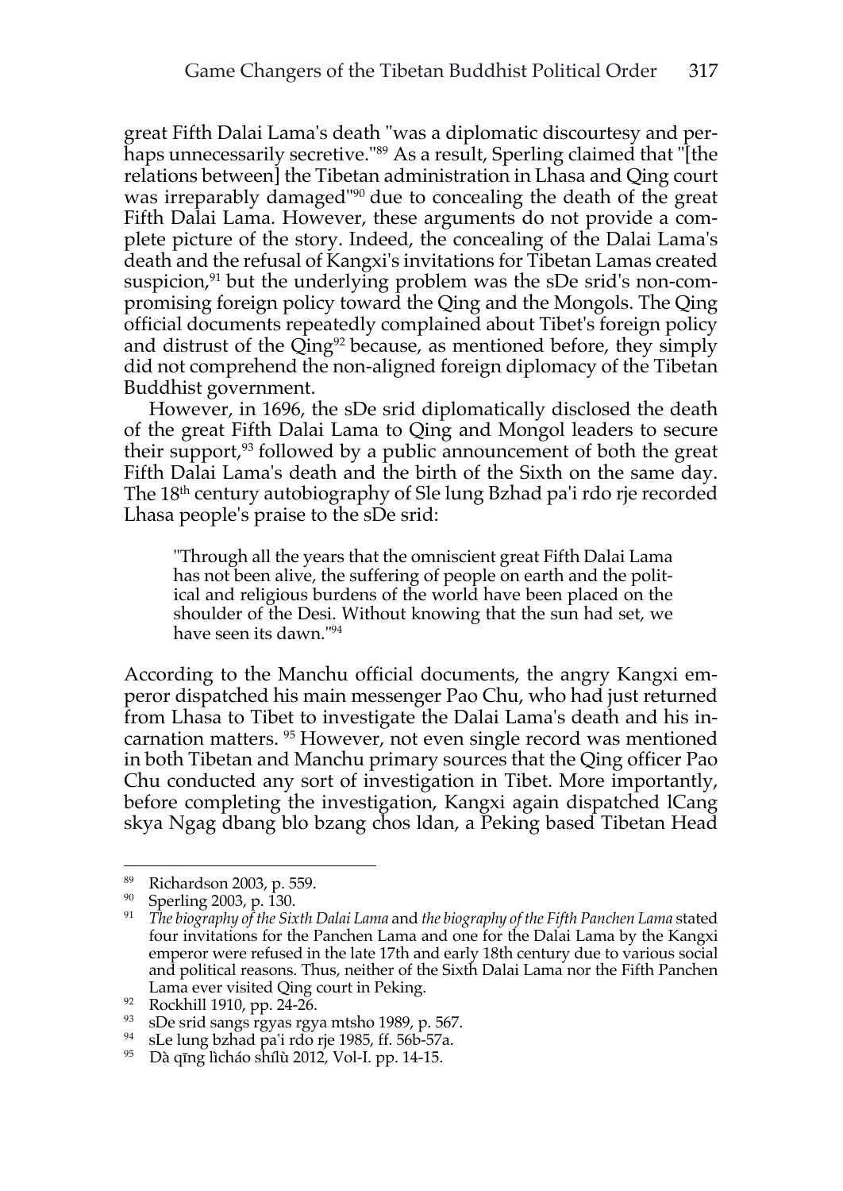great Fifth Dalai Lama's death "was a diplomatic discourtesy and perhaps unnecessarily secretive."[89] As a result, Sperling claimed that "[the relations between] the Tibetan administration in Lhasa and Qing court was irreparably damaged"[90] due to concealing the death of the great Fifth Dalai Lama. However, these arguments do not provide a complete picture of the story. Indeed, the concealing of the Dalai Lama's death and the refusal of Kangxi's invitations for Tibetan Lamas created suspicion,[91] but the underlying problem was the sDe srid's non-compromising foreign policy toward the Qing and the Mongols. The Qing official documents repeatedly complained about Tibet's foreign policy and distrust of the Qing[92] because, as mentioned before, they simply did not comprehend the non-aligned foreign diplomacy of the Tibetan Buddhist government.

However, in 1696, the sDe srid diplomatically disclosed the death of the great Fifth Dalai Lama to Qing and Mongol leaders to secure their support,[93] followed by a public announcement of both the great Fifth Dalai Lama's death and the birth of the Sixth on the same day. The 18th century autobiography of Sle lung Bzhad pa'i rdo rje recorded Lhasa people's praise to the sDe srid:

> "Through all the years that the omniscient great Fifth Dalai Lama has not been alive, the suffering of people on earth and the political and religious burdens of the world have been placed on the shoulder of the Desi. Without knowing that the sun had set, we have seen its dawn."[94]

According to the Manchu official documents, the angry Kangxi emperor dispatched his main messenger Pao Chu, who had just returned from Lhasa to Tibet to investigate the Dalai Lama's death and his incarnation matters. [95] However, not even single record was mentioned in both Tibetan and Manchu primary sources that the Qing officer Pao Chu conducted any sort of investigation in Tibet. More importantly, before completing the investigation, Kangxi again dispatched lCang skya Ngag dbang blo bzang chos ldan, a Peking based Tibetan Head

---

[89] Richardson 2003, p. 559.

[90] Sperling 2003, p. 130.

[91] *The biography of the Sixth Dalai Lama* and *the biography of the Fifth Panchen Lama* stated four invitations for the Panchen Lama and one for the Dalai Lama by the Kangxi emperor were refused in the late 17th and early 18th century due to various social and political reasons. Thus, neither of the Sixth Dalai Lama nor the Fifth Panchen Lama ever visited Qing court in Peking.

[92] Rockhill 1910, pp. 24-26.

[93] sDe srid sangs rgyas rgya mtsho 1989, p. 567.

[94] sLe lung bzhad pa'i rdo rje 1985, ff. 56b-57a.

[95] Dà qīng lìcháo shílù 2012, Vol-I. pp. 14-15.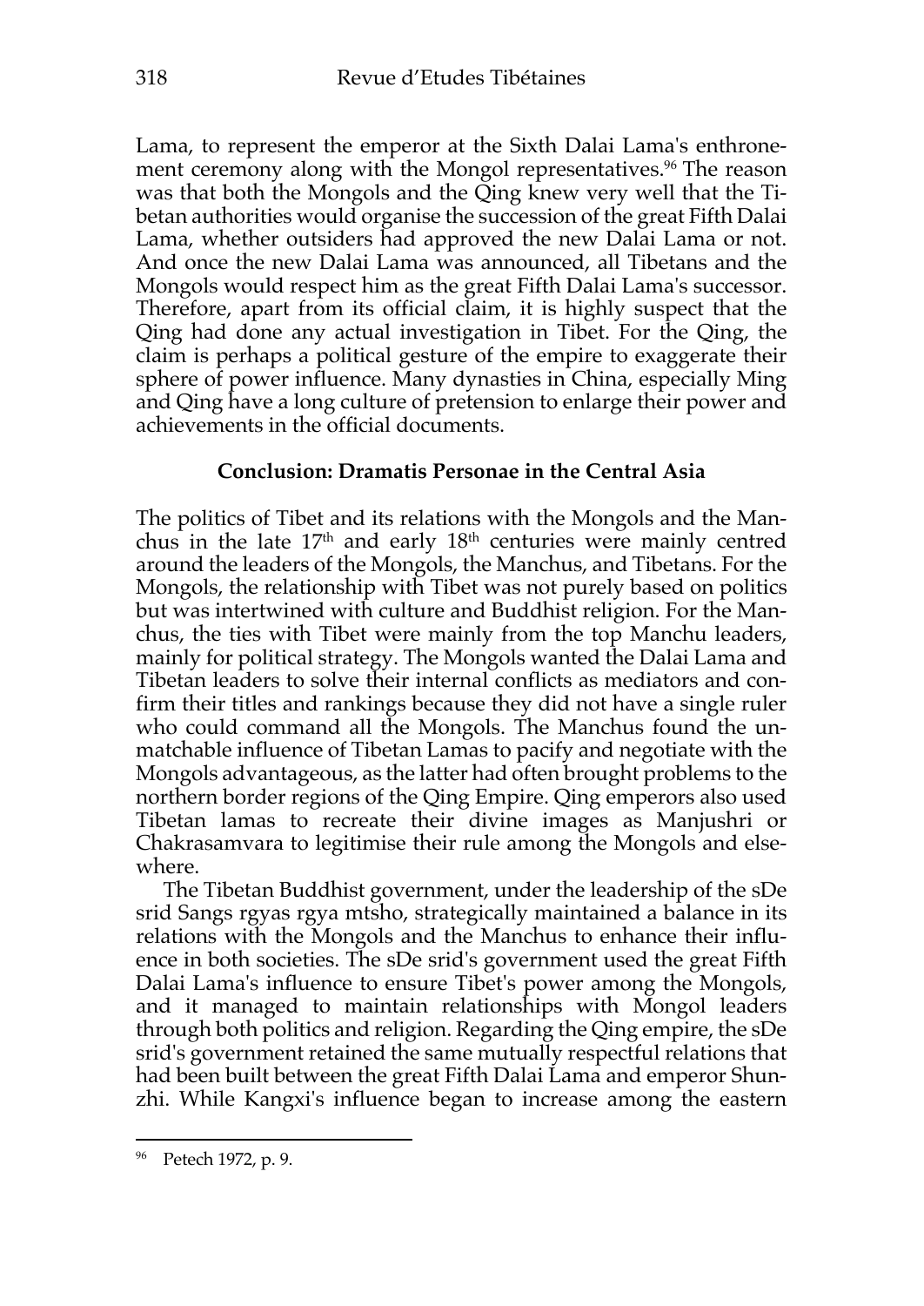Lama, to represent the emperor at the Sixth Dalai Lama's enthronement ceremony along with the Mongol representatives.[96] The reason was that both the Mongols and the Qing knew very well that the Tibetan authorities would organise the succession of the great Fifth Dalai Lama, whether outsiders had approved the new Dalai Lama or not. And once the new Dalai Lama was announced, all Tibetans and the Mongols would respect him as the great Fifth Dalai Lama's successor. Therefore, apart from its official claim, it is highly suspect that the Qing had done any actual investigation in Tibet. For the Qing, the claim is perhaps a political gesture of the empire to exaggerate their sphere of power influence. Many dynasties in China, especially Ming and Qing have a long culture of pretension to enlarge their power and achievements in the official documents.

## Conclusion: Dramatis Personae in the Central Asia

The politics of Tibet and its relations with the Mongols and the Manchus in the late 17th and early 18th centuries were mainly centred around the leaders of the Mongols, the Manchus, and Tibetans. For the Mongols, the relationship with Tibet was not purely based on politics but was intertwined with culture and Buddhist religion. For the Manchus, the ties with Tibet were mainly from the top Manchu leaders, mainly for political strategy. The Mongols wanted the Dalai Lama and Tibetan leaders to solve their internal conflicts as mediators and confirm their titles and rankings because they did not have a single ruler who could command all the Mongols. The Manchus found the unmatchable influence of Tibetan Lamas to pacify and negotiate with the Mongols advantageous, as the latter had often brought problems to the northern border regions of the Qing Empire. Qing emperors also used Tibetan lamas to recreate their divine images as Manjushri or Chakrasamvara to legitimise their rule among the Mongols and elsewhere.

The Tibetan Buddhist government, under the leadership of the sDe srid Sangs rgyas rgya mtsho, strategically maintained a balance in its relations with the Mongols and the Manchus to enhance their influence in both societies. The sDe srid's government used the great Fifth Dalai Lama's influence to ensure Tibet's power among the Mongols, and it managed to maintain relationships with Mongol leaders through both politics and religion. Regarding the Qing empire, the sDe srid's government retained the same mutually respectful relations that had been built between the great Fifth Dalai Lama and emperor Shunzhi. While Kangxi's influence began to increase among the eastern

[96] Petech 1972, p. 9.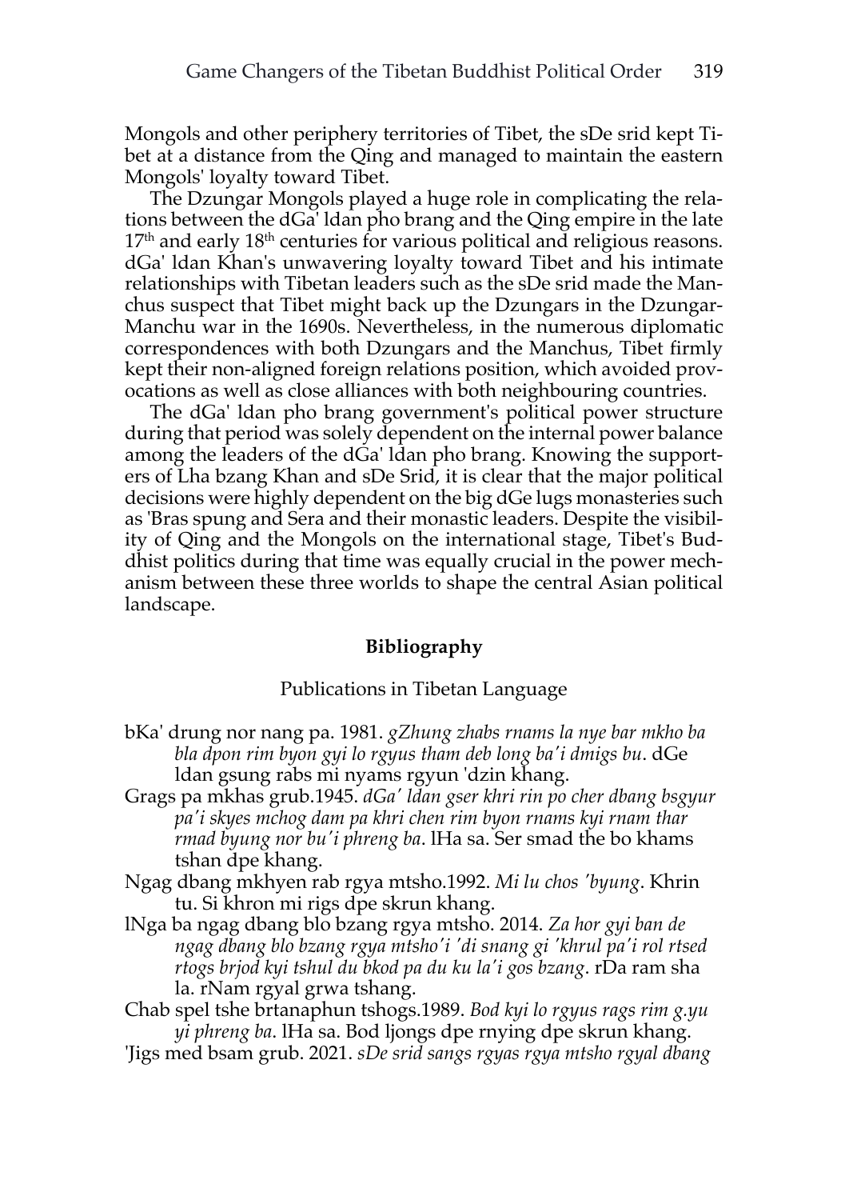Mongols and other periphery territories of Tibet, the sDe srid kept Tibet at a distance from the Qing and managed to maintain the eastern Mongols' loyalty toward Tibet.

The Dzungar Mongols played a huge role in complicating the relations between the dGa' ldan pho brang and the Qing empire in the late 17th and early 18th centuries for various political and religious reasons. dGa' ldan Khan's unwavering loyalty toward Tibet and his intimate relationships with Tibetan leaders such as the sDe srid made the Manchus suspect that Tibet might back up the Dzungars in the Dzungar-Manchu war in the 1690s. Nevertheless, in the numerous diplomatic correspondences with both Dzungars and the Manchus, Tibet firmly kept their non-aligned foreign relations position, which avoided provocations as well as close alliances with both neighbouring countries.

The dGa' ldan pho brang government's political power structure during that period was solely dependent on the internal power balance among the leaders of the dGa' ldan pho brang. Knowing the supporters of Lha bzang Khan and sDe Srid, it is clear that the major political decisions were highly dependent on the big dGe lugs monasteries such as 'Bras spung and Sera and their monastic leaders. Despite the visibility of Qing and the Mongols on the international stage, Tibet's Buddhist politics during that time was equally crucial in the power mechanism between these three worlds to shape the central Asian political landscape.

## Bibliography

### Publications in Tibetan Language

bKa' drung nor nang pa. 1981. *gZhung zhabs rnams la nye bar mkho ba bla dpon rim byon gyi lo rgyus tham deb long ba'i dmigs bu*. dGe ldan gsung rabs mi nyams rgyun 'dzin khang.

Grags pa mkhas grub.1945. *dGa' ldan gser khri rin po cher dbang bsgyur pa'i skyes mchog dam pa khri chen rim byon rnams kyi rnam thar rmad byung nor bu'i phreng ba*. lHa sa. Ser smad the bo khams tshan dpe khang.

Ngag dbang mkhyen rab rgya mtsho.1992. *Mi lu chos 'byung*. Khrin tu. Si khron mi rigs dpe skrun khang.

lNga ba ngag dbang blo bzang rgya mtsho. 2014. *Za hor gyi ban de ngag dbang blo bzang rgya mtsho'i 'di snang gi 'khrul pa'i rol rtsed rtogs brjod kyi tshul du bkod pa du ku la'i gos bzang*. rDa ram sha la. rNam rgyal grwa tshang.

Chab spel tshe brtanaphun tshogs.1989. *Bod kyi lo rgyus rags rim g.yu yi phreng ba*. lHa sa. Bod ljongs dpe rnying dpe skrun khang.

'Jigs med bsam grub. 2021. *sDe srid sangs rgyas rgya mtsho rgyal dbang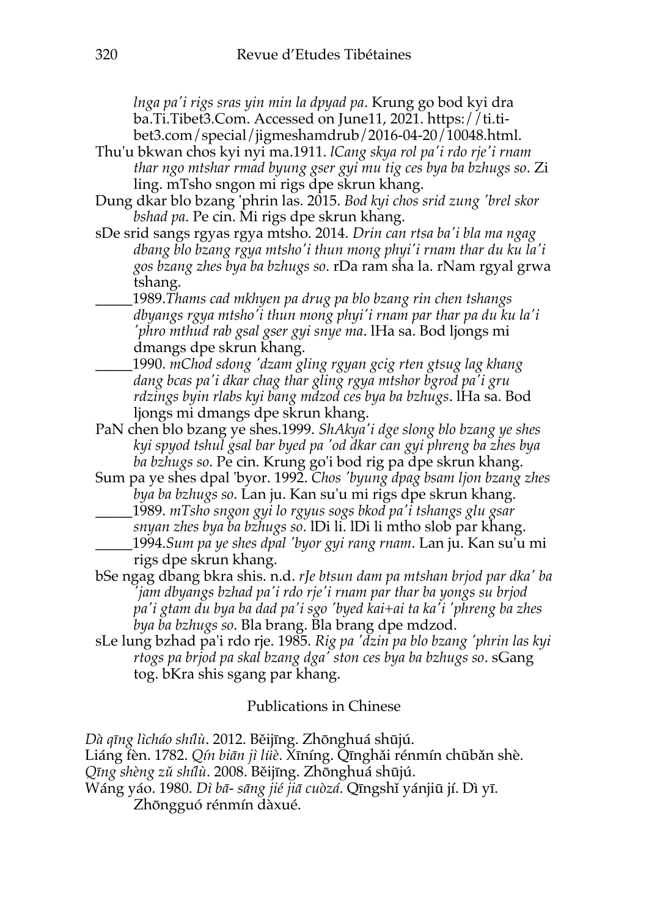*lnga pa'i rigs sras yin min la dpyad pa*. Krung go bod kyi dra ba.Ti.Tibet3.Com. Accessed on June11, 2021. https://ti.tibet3.com/special/jigmeshamdrub/2016-04-20/10048.html.

Thu'u bkwan chos kyi nyi ma.1911. *lCang skya rol pa'i rdo rje'i rnam thar ngo mtshar rmad byung gser gyi mu tig ces bya ba bzhugs so*. Zi ling. mTsho sngon mi rigs dpe skrun khang.

Dung dkar blo bzang 'phrin las. 2015. *Bod kyi chos srid zung 'brel skor bshad pa*. Pe cin. Mi rigs dpe skrun khang.

sDe srid sangs rgyas rgya mtsho. 2014. *Drin can rtsa ba'i bla ma ngag dbang blo bzang rgya mtsho'i thun mong phyi'i rnam thar du ku la'i gos bzang zhes bya ba bzhugs so*. rDa ram sha la. rNam rgyal grwa tshang.

_____1989.*Thams cad mkhyen pa drug pa blo bzang rin chen tshangs dbyangs rgya mtsho'i thun mong phyi'i rnam par thar pa du ku la'i 'phro mthud rab gsal gser gyi snye ma*. lHa sa. Bod ljongs mi dmangs dpe skrun khang.

_____1990. *mChod sdong 'dzam gling rgyan gcig rten gtsug lag khang dang bcas pa'i dkar chag thar gling rgya mtshor bgrod pa'i gru rdzings byin rlabs kyi bang mdzod ces bya ba bzhugs*. lHa sa. Bod ljongs mi dmangs dpe skrun khang.

PaN chen blo bzang ye shes.1999. *ShAkya'i dge slong blo bzang ye shes kyi spyod tshul gsal bar byed pa 'od dkar can gyi phreng ba zhes bya ba bzhugs so*. Pe cin. Krung go'i bod rig pa dpe skrun khang.

Sum pa ye shes dpal 'byor. 1992. *Chos 'byung dpag bsam ljon bzang zhes bya ba bzhugs so*. Lan ju. Kan su'u mi rigs dpe skrun khang.

_____1989. *mTsho sngon gyi lo rgyus sogs bkod pa'i tshangs glu gsar snyan zhes bya ba bzhugs so*. lDi li. lDi li mtho slob par khang.

_____1994.*Sum pa ye shes dpal 'byor gyi rang rnam*. Lan ju. Kan su'u mi rigs dpe skrun khang.

bSe ngag dbang bkra shis. n.d. *rJe btsun dam pa mtshan brjod par dka' ba 'jam dbyangs bzhad pa'i rdo rje'i rnam par thar ba yongs su brjod pa'i gtam du bya ba dad pa'i sgo 'byed kai+ai ta ka'i 'phreng ba zhes bya ba bzhugs so*. Bla brang. Bla brang dpe mdzod.

sLe lung bzhad pa'i rdo rje. 1985. *Rig pa 'dzin pa blo bzang 'phrin las kyi rtogs pa brjod pa skal bzang dga' ston ces bya ba bzhugs so*. sGang tog. bKra shis sgang par khang.

## Publications in Chinese

*Dà qīng lìcháo shílù*. 2012. Běijīng. Zhōnghuá shūjú.

Liáng fèn. 1782. *Qín biān jì lüè*. Xīníng. Qīnghǎi rénmín chūbǎn shè.

*Qīng shèng zǔ shílù*. 2008. Běijīng. Zhōnghuá shūjú.

Wáng yáo. 1980. *Dì bā- sāng jié jiā cuòzá*. Qīngshǐ yánjiū jí. Dì yī. Zhōngguó rénmín dàxué.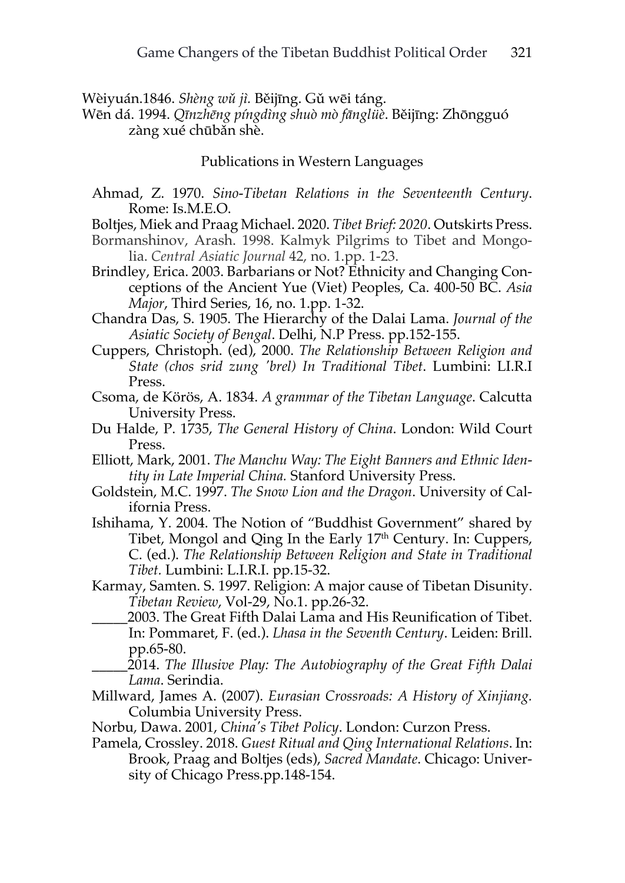Wèiyuán.1846. *Shèng wǔ jì.* Běijīng. Gǔ wēi táng.

Wēn dá. 1994. *Qīnzhēng píngdìng shuò mò fānglüè*. Běijīng: Zhōngguó zàng xué chūbǎn shè.

Publications in Western Languages

Ahmad, Z. 1970. *Sino-Tibetan Relations in the Seventeenth Century*. Rome: Is.M.E.O.

Boltjes, Miek and Praag Michael. 2020. *Tibet Brief: 2020*. Outskirts Press.

Bormanshinov, Arash. 1998. Kalmyk Pilgrims to Tibet and Mongolia. *Central Asiatic Journal* 42, no. 1.pp. 1-23.

Brindley, Erica. 2003. Barbarians or Not? Ethnicity and Changing Conceptions of the Ancient Yue (Viet) Peoples, Ca. 400-50 BC. *Asia Major*, Third Series, 16, no. 1.pp. 1-32.

Chandra Das, S. 1905. The Hierarchy of the Dalai Lama. *Journal of the Asiatic Society of Bengal*. Delhi, N.P Press. pp.152-155.

Cuppers, Christoph. (ed), 2000. *The Relationship Between Religion and State (chos srid zung 'brel) In Traditional Tibet*. Lumbini: LI.R.I Press.

Csoma, de Körös, A. 1834. *A grammar of the Tibetan Language*. Calcutta University Press.

Du Halde, P. 1735, *The General History of China*. London: Wild Court Press.

Elliott, Mark, 2001. *The Manchu Way: The Eight Banners and Ethnic Identity in Late Imperial China.* Stanford University Press.

Goldstein, M.C. 1997. *The Snow Lion and the Dragon*. University of California Press.

Ishihama, Y. 2004. The Notion of "Buddhist Government" shared by Tibet, Mongol and Qing In the Early 17th Century. In: Cuppers, C. (ed.). *The Relationship Between Religion and State in Traditional Tibet.* Lumbini: L.I.R.I. pp.15-32.

Karmay, Samten. S. 1997. Religion: A major cause of Tibetan Disunity. *Tibetan Review*, Vol-29, No.1. pp.26-32.

\_\_\_\_\_2003. The Great Fifth Dalai Lama and His Reunification of Tibet. In: Pommaret, F. (ed.). *Lhasa in the Seventh Century*. Leiden: Brill. pp.65-80.

\_\_\_\_\_2014. *The Illusive Play: The Autobiography of the Great Fifth Dalai Lama*. Serindia.

Millward, James A. (2007). *Eurasian Crossroads: A History of Xinjiang.* Columbia University Press.

Norbu, Dawa. 2001, *China's Tibet Policy*. London: Curzon Press.

Pamela, Crossley. 2018. *Guest Ritual and Qing International Relations*. In: Brook, Praag and Boltjes (eds), *Sacred Mandate*. Chicago: University of Chicago Press.pp.148-154.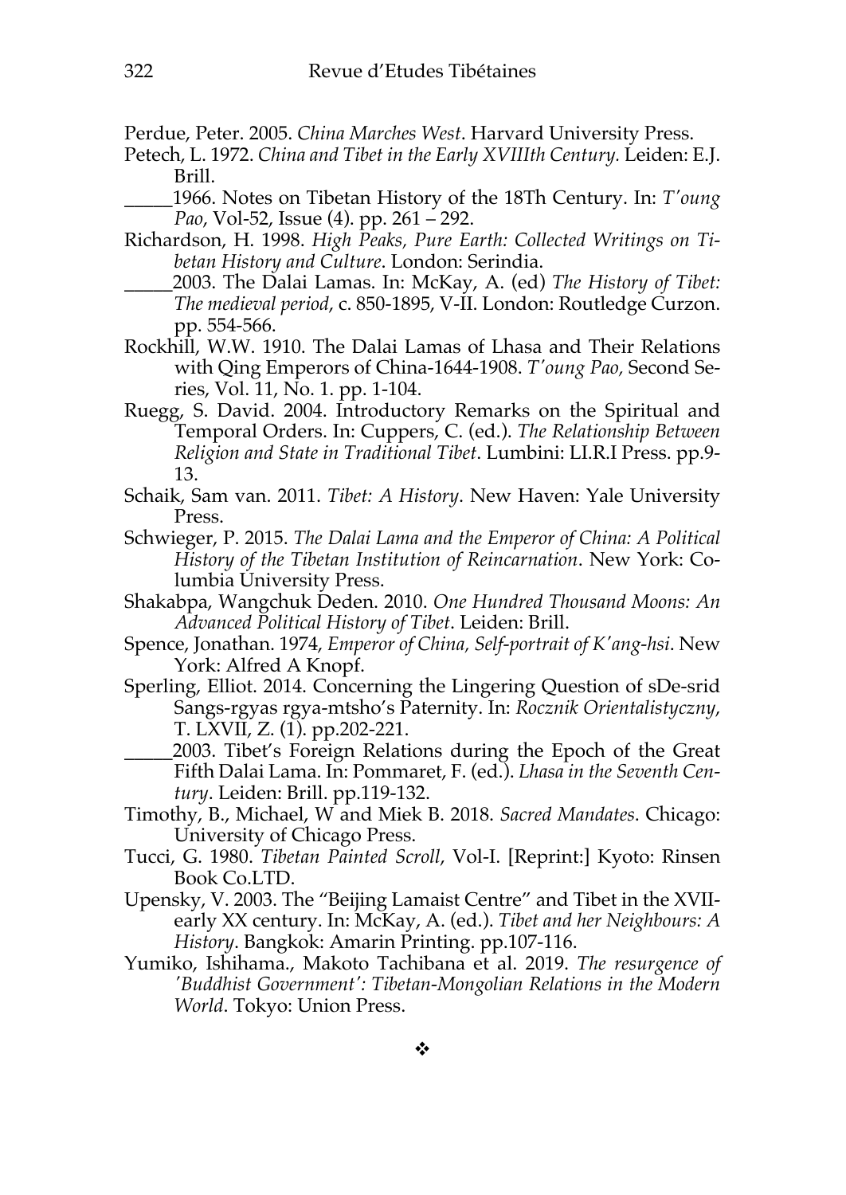Perdue, Peter. 2005. *China Marches West*. Harvard University Press.

Petech, L. 1972. *China and Tibet in the Early XVIIIth Century.* Leiden: E.J. Brill.

_____1966. Notes on Tibetan History of the 18Th Century. In: *T'oung Pao*, Vol-52, Issue (4). pp. 261 – 292.

Richardson, H. 1998. *High Peaks, Pure Earth: Collected Writings on Tibetan History and Culture*. London: Serindia.

_____2003. The Dalai Lamas. In: McKay, A. (ed) *The History of Tibet: The medieval period*, c. 850-1895, V-II. London: Routledge Curzon. pp. 554-566.

Rockhill, W.W. 1910. The Dalai Lamas of Lhasa and Their Relations with Qing Emperors of China-1644-1908. *T'oung Pao,* Second Series, Vol. 11, No. 1. pp. 1-104.

Ruegg, S. David. 2004. Introductory Remarks on the Spiritual and Temporal Orders. In: Cuppers, C. (ed.). *The Relationship Between Religion and State in Traditional Tibet*. Lumbini: LI.R.I Press. pp.9-13.

Schaik, Sam van. 2011. *Tibet: A History*. New Haven: Yale University Press.

Schwieger, P. 2015. *The Dalai Lama and the Emperor of China: A Political History of the Tibetan Institution of Reincarnation*. New York: Columbia University Press.

Shakabpa, Wangchuk Deden. 2010. *One Hundred Thousand Moons: An Advanced Political History of Tibet*. Leiden: Brill.

Spence, Jonathan. 1974, *Emperor of China, Self-portrait of K'ang-hsi*. New York: Alfred A Knopf.

Sperling, Elliot. 2014. Concerning the Lingering Question of sDe-srid Sangs-rgyas rgya-mtsho's Paternity. In: *Rocznik Orientalistyczny*, T. LXVII, Z. (1). pp.202-221.

_____2003. Tibet's Foreign Relations during the Epoch of the Great Fifth Dalai Lama. In: Pommaret, F. (ed.). *Lhasa in the Seventh Century*. Leiden: Brill. pp.119-132.

Timothy, B., Michael, W and Miek B. 2018. *Sacred Mandates*. Chicago: University of Chicago Press.

Tucci, G. 1980. *Tibetan Painted Scroll*, Vol-I. [Reprint:] Kyoto: Rinsen Book Co.LTD.

Upensky, V. 2003. The "Beijing Lamaist Centre" and Tibet in the XVII-early XX century. In: McKay, A. (ed.). *Tibet and her Neighbours: A History*. Bangkok: Amarin Printing. pp.107-116.

Yumiko, Ishihama., Makoto Tachibana et al. 2019. *The resurgence of 'Buddhist Government': Tibetan-Mongolian Relations in the Modern World*. Tokyo: Union Press.

❖